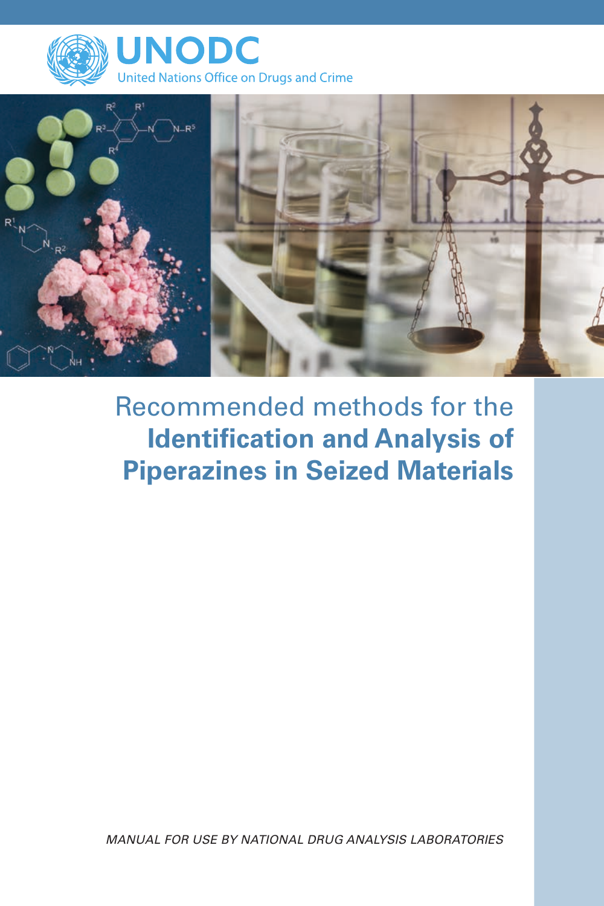UNODC

United Nations Office on Drugs and Crime

# Recommended methods for the **Identification and Analysis of Piperazines in Seized Materials**

*MANUAL FOR USE BY NATIONAL DRUG ANALYSIS LABORATORIES*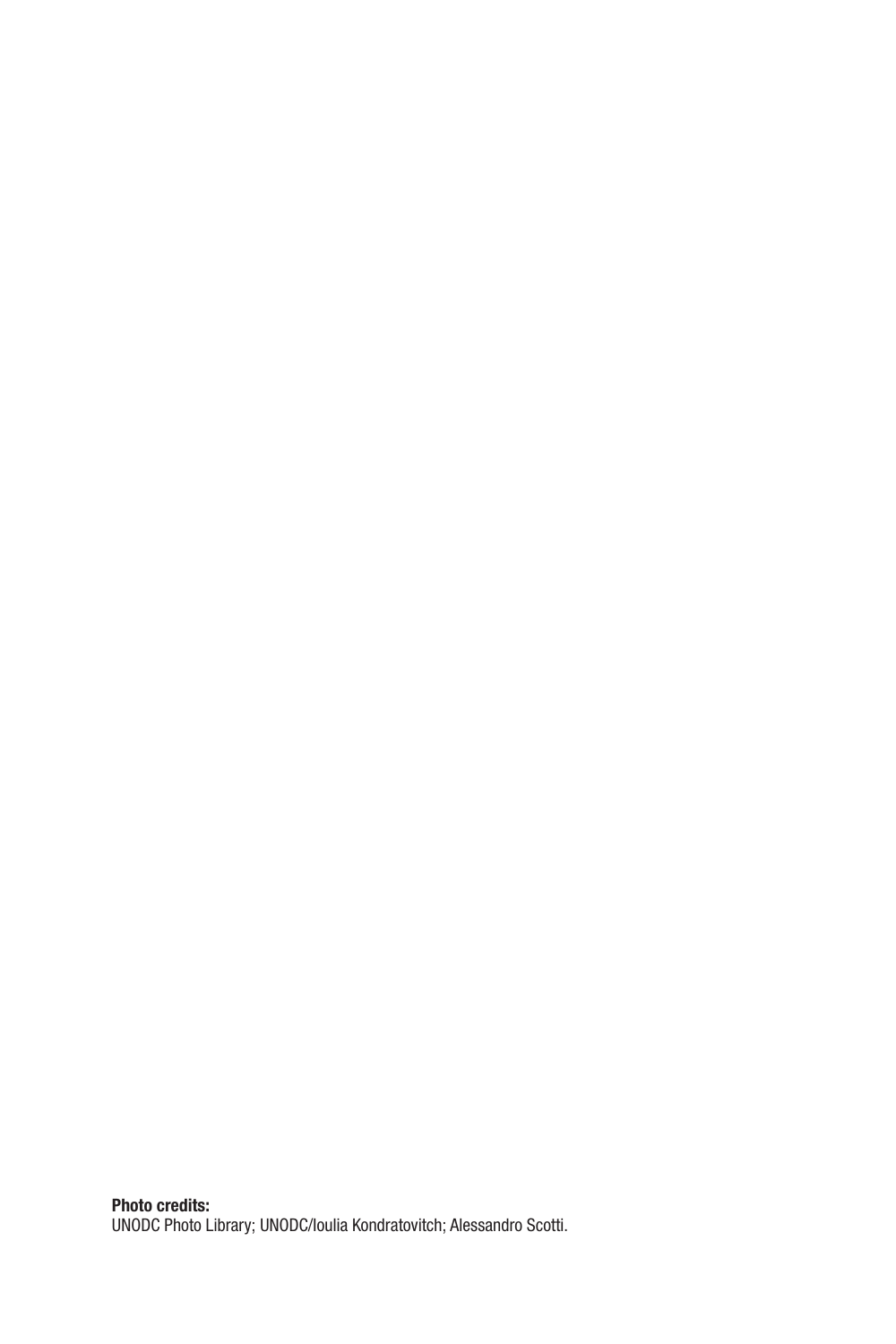**Photo credits:**
UNODC Photo Library; UNODC/Ioulia Kondratovitch; Alessandro Scotti.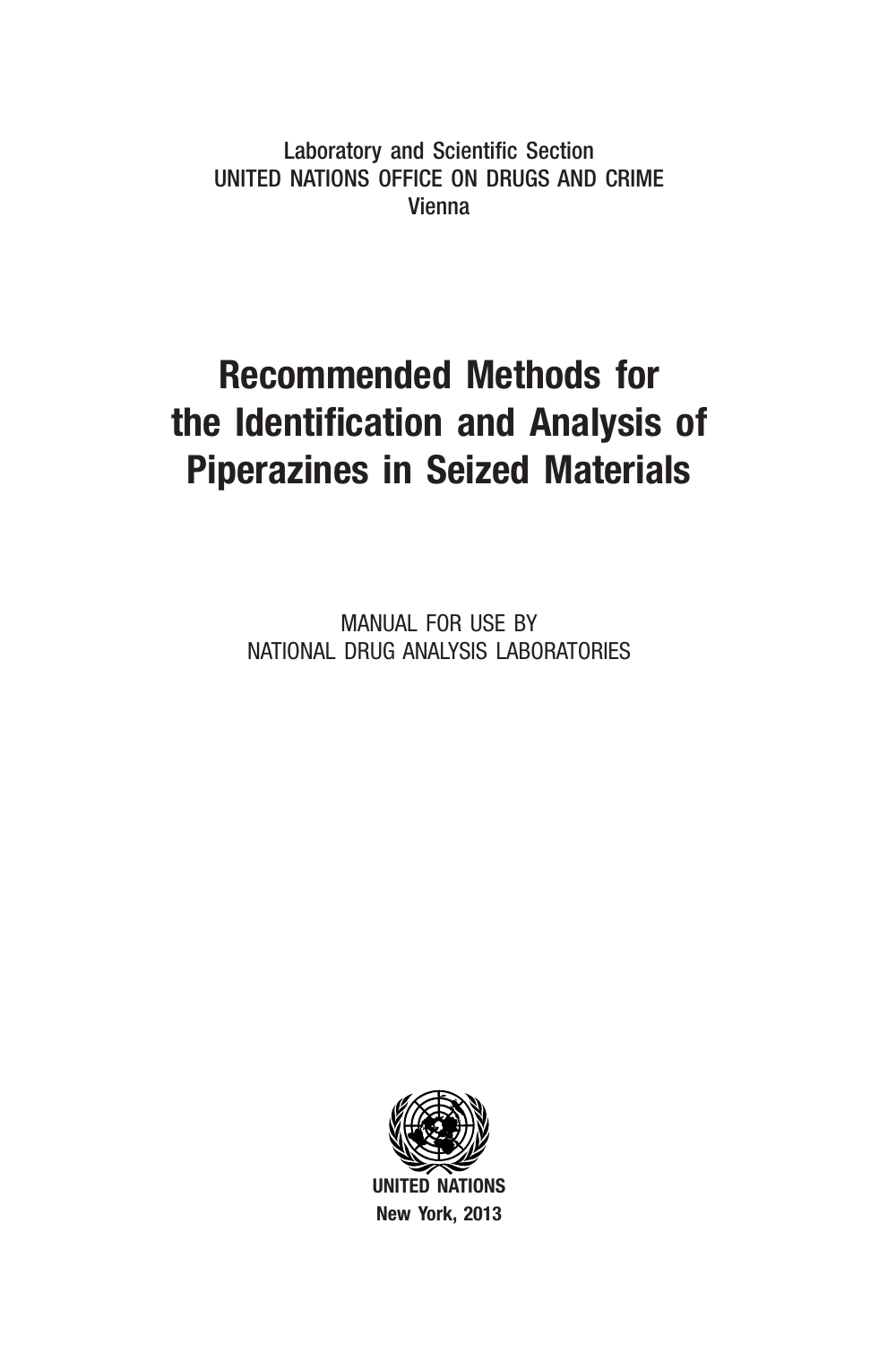Laboratory and Scientific Section
UNITED NATIONS OFFICE ON DRUGS AND CRIME
Vienna

# Recommended Methods for the Identification and Analysis of Piperazines in Seized Materials

MANUAL FOR USE BY
NATIONAL DRUG ANALYSIS LABORATORIES

**UNITED NATIONS**
**New York, 2013**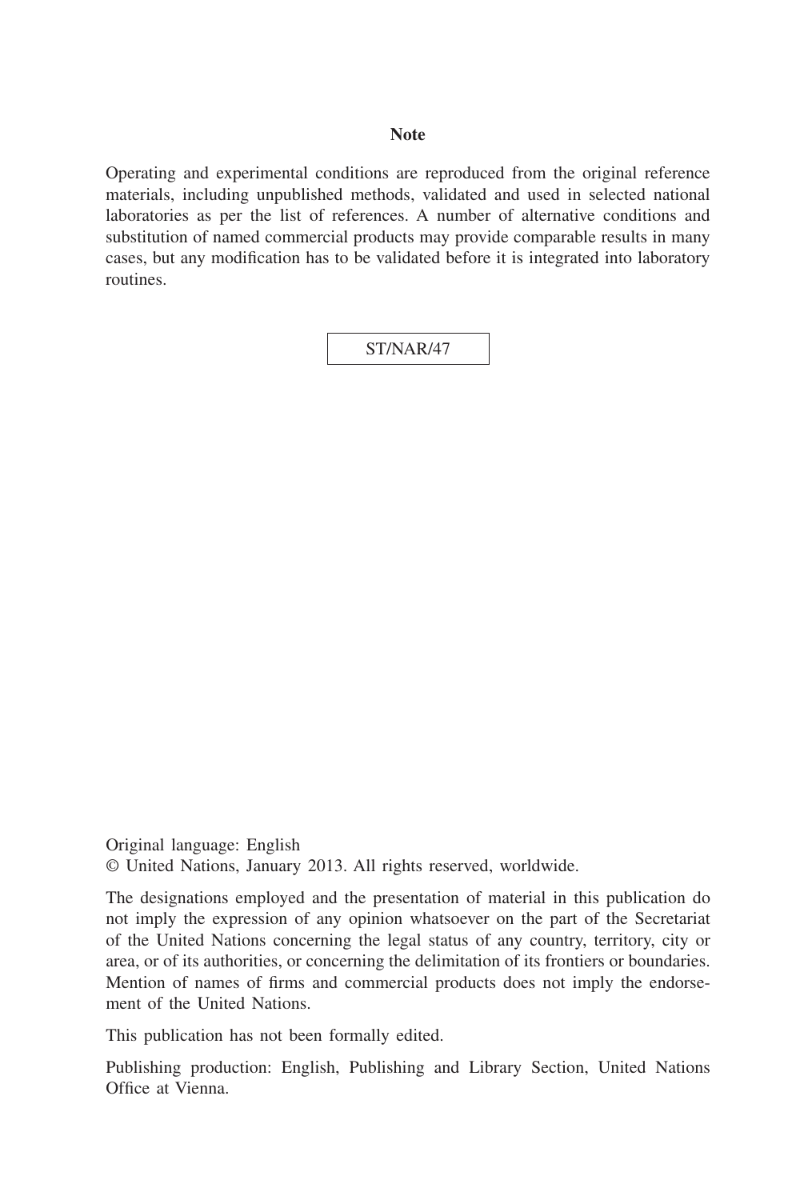**Note**

Operating and experimental conditions are reproduced from the original reference materials, including unpublished methods, validated and used in selected national laboratories as per the list of references. A number of alternative conditions and substitution of named commercial products may provide comparable results in many cases, but any modification has to be validated before it is integrated into laboratory routines.

ST/NAR/47

Original language: English
© United Nations, January 2013. All rights reserved, worldwide.

The designations employed and the presentation of material in this publication do not imply the expression of any opinion whatsoever on the part of the Secretariat of the United Nations concerning the legal status of any country, territory, city or area, or of its authorities, or concerning the delimitation of its frontiers or boundaries. Mention of names of firms and commercial products does not imply the endorsement of the United Nations.

This publication has not been formally edited.

Publishing production: English, Publishing and Library Section, United Nations Office at Vienna.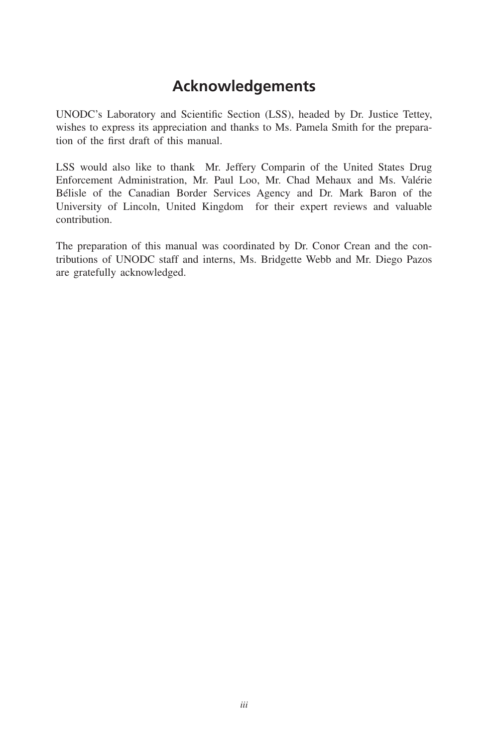# Acknowledgements

UNODC's Laboratory and Scientific Section (LSS), headed by Dr. Justice Tettey, wishes to express its appreciation and thanks to Ms. Pamela Smith for the preparation of the first draft of this manual.

LSS would also like to thank Mr. Jeffery Comparin of the United States Drug Enforcement Administration, Mr. Paul Loo, Mr. Chad Mehaux and Ms. Valérie Bélisle of the Canadian Border Services Agency and Dr. Mark Baron of the University of Lincoln, United Kingdom for their expert reviews and valuable contribution.

The preparation of this manual was coordinated by Dr. Conor Crean and the contributions of UNODC staff and interns, Ms. Bridgette Webb and Mr. Diego Pazos are gratefully acknowledged.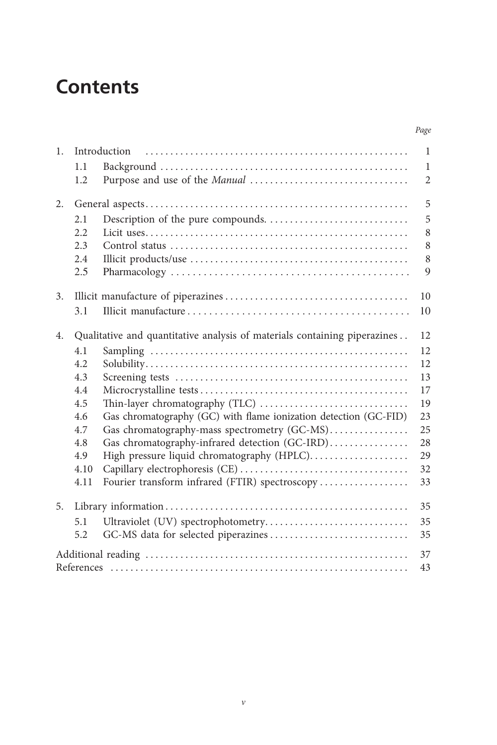# Contents

| | | | Page |
|---|---|---|---|
| 1. | Introduction | | 1 |
| | 1.1 | Background | 1 |
| | 1.2 | Purpose and use of the *Manual* | 2 |
| 2. | General aspects | | 5 |
| | 2.1 | Description of the pure compounds | 5 |
| | 2.2 | Licit uses | 8 |
| | 2.3 | Control status | 8 |
| | 2.4 | Illicit products/use | 8 |
| | 2.5 | Pharmacology | 9 |
| 3. | Illicit manufacture of piperazines | | 10 |
| | 3.1 | Illicit manufacture | 10 |
| 4. | Qualitative and quantitative analysis of materials containing piperazines | | 12 |
| | 4.1 | Sampling | 12 |
| | 4.2 | Solubility | 12 |
| | 4.3 | Screening tests | 13 |
| | 4.4 | Microcrystalline tests | 17 |
| | 4.5 | Thin-layer chromatography (TLC) | 19 |
| | 4.6 | Gas chromatography (GC) with flame ionization detection (GC-FID) | 23 |
| | 4.7 | Gas chromatography-mass spectrometry (GC-MS) | 25 |
| | 4.8 | Gas chromatography-infrared detection (GC-IRD) | 28 |
| | 4.9 | High pressure liquid chromatography (HPLC) | 29 |
| | 4.10 | Capillary electrophoresis (CE) | 32 |
| | 4.11 | Fourier transform infrared (FTIR) spectroscopy | 33 |
| 5. | Library information | | 35 |
| | 5.1 | Ultraviolet (UV) spectrophotometry | 35 |
| | 5.2 | GC-MS data for selected piperazines | 35 |
| Additional reading | | | 37 |
| References | | | 43 |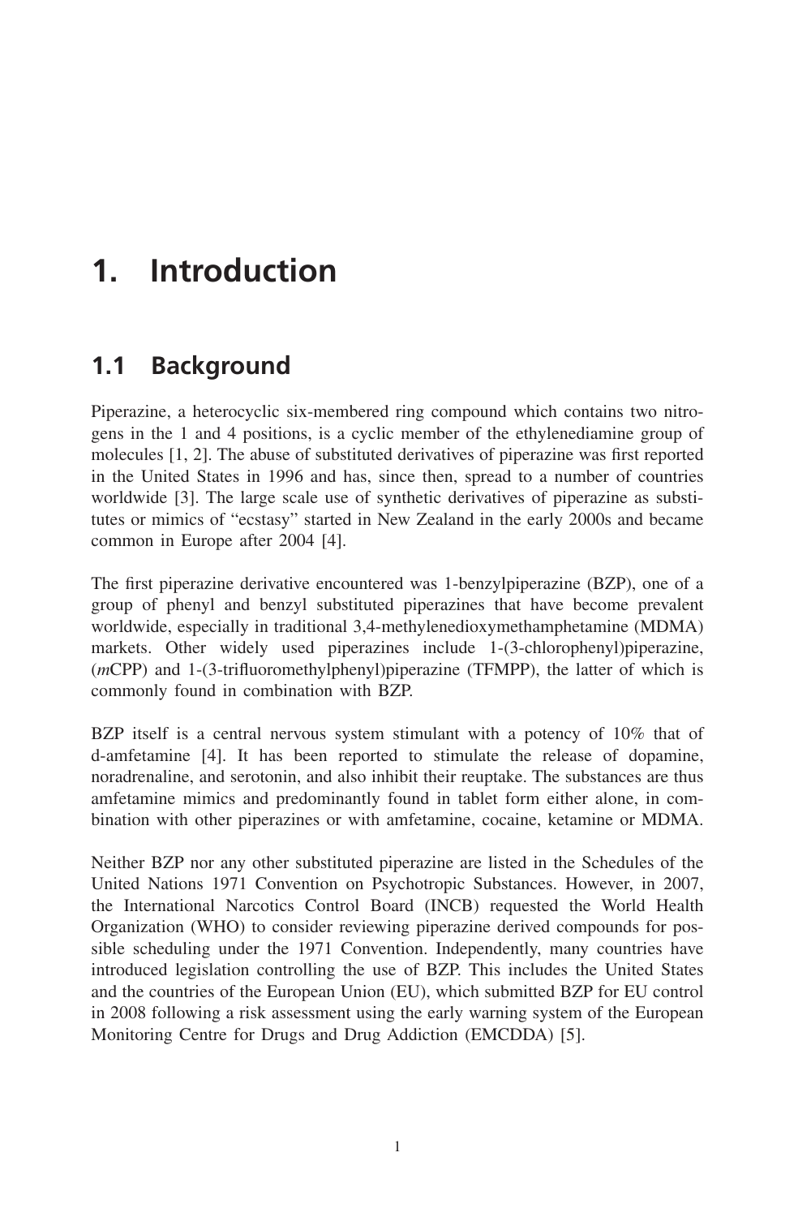# 1. Introduction

## 1.1 Background

Piperazine, a heterocyclic six-membered ring compound which contains two nitrogens in the 1 and 4 positions, is a cyclic member of the ethylenediamine group of molecules [1, 2]. The abuse of substituted derivatives of piperazine was first reported in the United States in 1996 and has, since then, spread to a number of countries worldwide [3]. The large scale use of synthetic derivatives of piperazine as substitutes or mimics of "ecstasy" started in New Zealand in the early 2000s and became common in Europe after 2004 [4].

The first piperazine derivative encountered was 1-benzylpiperazine (BZP), one of a group of phenyl and benzyl substituted piperazines that have become prevalent worldwide, especially in traditional 3,4-methylenedioxymethamphetamine (MDMA) markets. Other widely used piperazines include 1-(3-chlorophenyl)piperazine, (*m*CPP) and 1-(3-trifluoromethylphenyl)piperazine (TFMPP), the latter of which is commonly found in combination with BZP.

BZP itself is a central nervous system stimulant with a potency of 10% that of d-amfetamine [4]. It has been reported to stimulate the release of dopamine, noradrenaline, and serotonin, and also inhibit their reuptake. The substances are thus amfetamine mimics and predominantly found in tablet form either alone, in combination with other piperazines or with amfetamine, cocaine, ketamine or MDMA.

Neither BZP nor any other substituted piperazine are listed in the Schedules of the United Nations 1971 Convention on Psychotropic Substances. However, in 2007, the International Narcotics Control Board (INCB) requested the World Health Organization (WHO) to consider reviewing piperazine derived compounds for possible scheduling under the 1971 Convention. Independently, many countries have introduced legislation controlling the use of BZP. This includes the United States and the countries of the European Union (EU), which submitted BZP for EU control in 2008 following a risk assessment using the early warning system of the European Monitoring Centre for Drugs and Drug Addiction (EMCDDA) [5].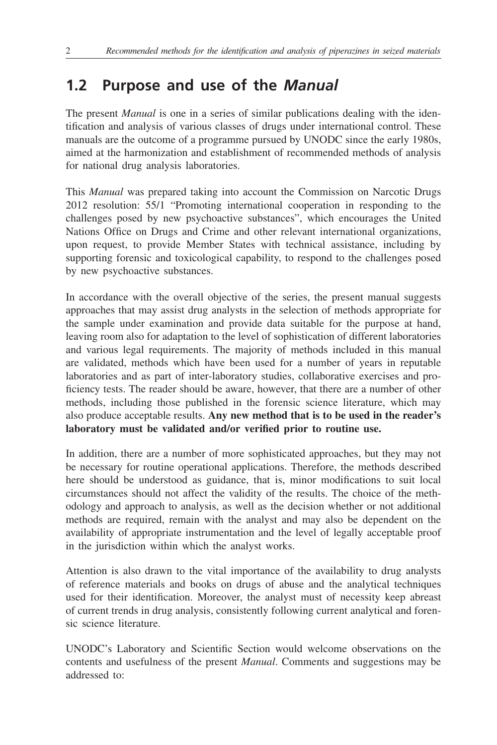## 1.2 Purpose and use of the *Manual*

The present *Manual* is one in a series of similar publications dealing with the identification and analysis of various classes of drugs under international control. These manuals are the outcome of a programme pursued by UNODC since the early 1980s, aimed at the harmonization and establishment of recommended methods of analysis for national drug analysis laboratories.

This *Manual* was prepared taking into account the Commission on Narcotic Drugs 2012 resolution: 55/1 "Promoting international cooperation in responding to the challenges posed by new psychoactive substances", which encourages the United Nations Office on Drugs and Crime and other relevant international organizations, upon request, to provide Member States with technical assistance, including by supporting forensic and toxicological capability, to respond to the challenges posed by new psychoactive substances.

In accordance with the overall objective of the series, the present manual suggests approaches that may assist drug analysts in the selection of methods appropriate for the sample under examination and provide data suitable for the purpose at hand, leaving room also for adaptation to the level of sophistication of different laboratories and various legal requirements. The majority of methods included in this manual are validated, methods which have been used for a number of years in reputable laboratories and as part of inter-laboratory studies, collaborative exercises and proficiency tests. The reader should be aware, however, that there are a number of other methods, including those published in the forensic science literature, which may also produce acceptable results. **Any new method that is to be used in the reader's laboratory must be validated and/or verified prior to routine use.**

In addition, there are a number of more sophisticated approaches, but they may not be necessary for routine operational applications. Therefore, the methods described here should be understood as guidance, that is, minor modifications to suit local circumstances should not affect the validity of the results. The choice of the methodology and approach to analysis, as well as the decision whether or not additional methods are required, remain with the analyst and may also be dependent on the availability of appropriate instrumentation and the level of legally acceptable proof in the jurisdiction within which the analyst works.

Attention is also drawn to the vital importance of the availability to drug analysts of reference materials and books on drugs of abuse and the analytical techniques used for their identification. Moreover, the analyst must of necessity keep abreast of current trends in drug analysis, consistently following current analytical and forensic science literature.

UNODC's Laboratory and Scientific Section would welcome observations on the contents and usefulness of the present *Manual*. Comments and suggestions may be addressed to: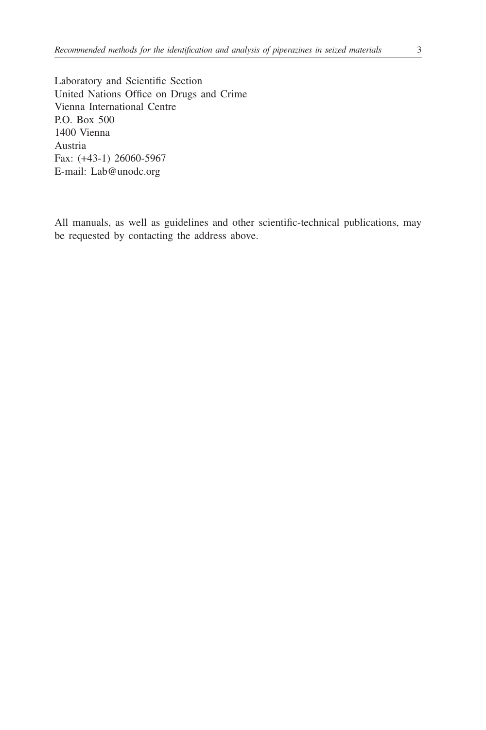Laboratory and Scientific Section
United Nations Office on Drugs and Crime
Vienna International Centre
P.O. Box 500
1400 Vienna
Austria
Fax: (+43-1) 26060-5967
E-mail: Lab@unodc.org

All manuals, as well as guidelines and other scientific-technical publications, may be requested by contacting the address above.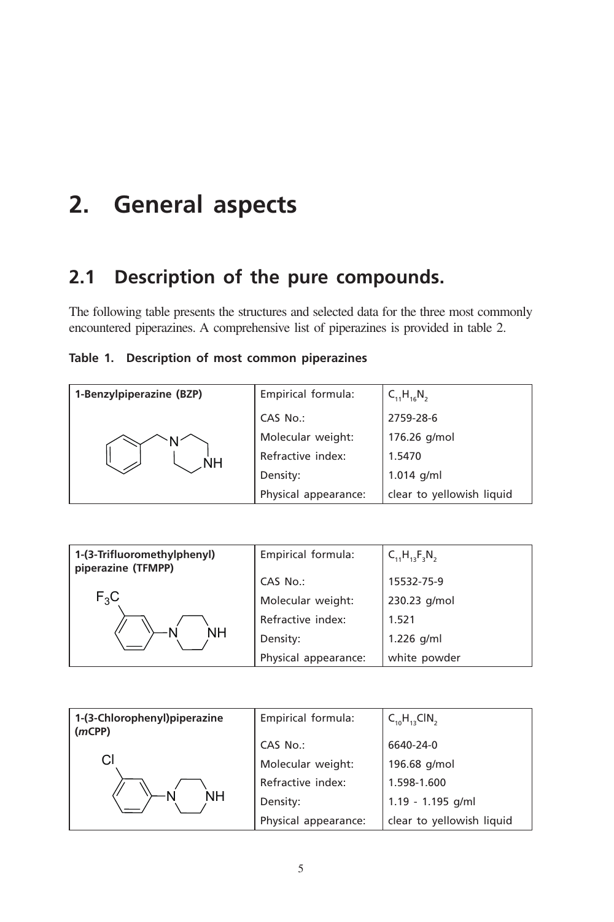# 2. General aspects

## 2.1 Description of the pure compounds.

The following table presents the structures and selected data for the three most commonly encountered piperazines. A comprehensive list of piperazines is provided in table 2.

**Table 1. Description of most common piperazines**

| **1-Benzylpiperazine (BZP)** | Empirical formula: | $C_{11}H_{16}N_2$ |
|---|---|---|
| | CAS No.: | 2759-28-6 |
| | Molecular weight: | 176.26 g/mol |
| | Refractive index: | 1.5470 |
| | Density: | 1.014 g/ml |
| | Physical appearance: | clear to yellowish liquid |

| **1-(3-Trifluoromethylphenyl) piperazine (TFMPP)** | Empirical formula: | $C_{11}H_{13}F_3N_2$ |
|---|---|---|
| | CAS No.: | 15532-75-9 |
| | Molecular weight: | 230.23 g/mol |
| | Refractive index: | 1.521 |
| | Density: | 1.226 g/ml |
| | Physical appearance: | white powder |

| **1-(3-Chlorophenyl)piperazine (*m*CPP)** | Empirical formula: | $C_{10}H_{13}ClN_2$ |
|---|---|---|
| | CAS No.: | 6640-24-0 |
| | Molecular weight: | 196.68 g/mol |
| | Refractive index: | 1.598-1.600 |
| | Density: | 1.19 - 1.195 g/ml |
| | Physical appearance: | clear to yellowish liquid |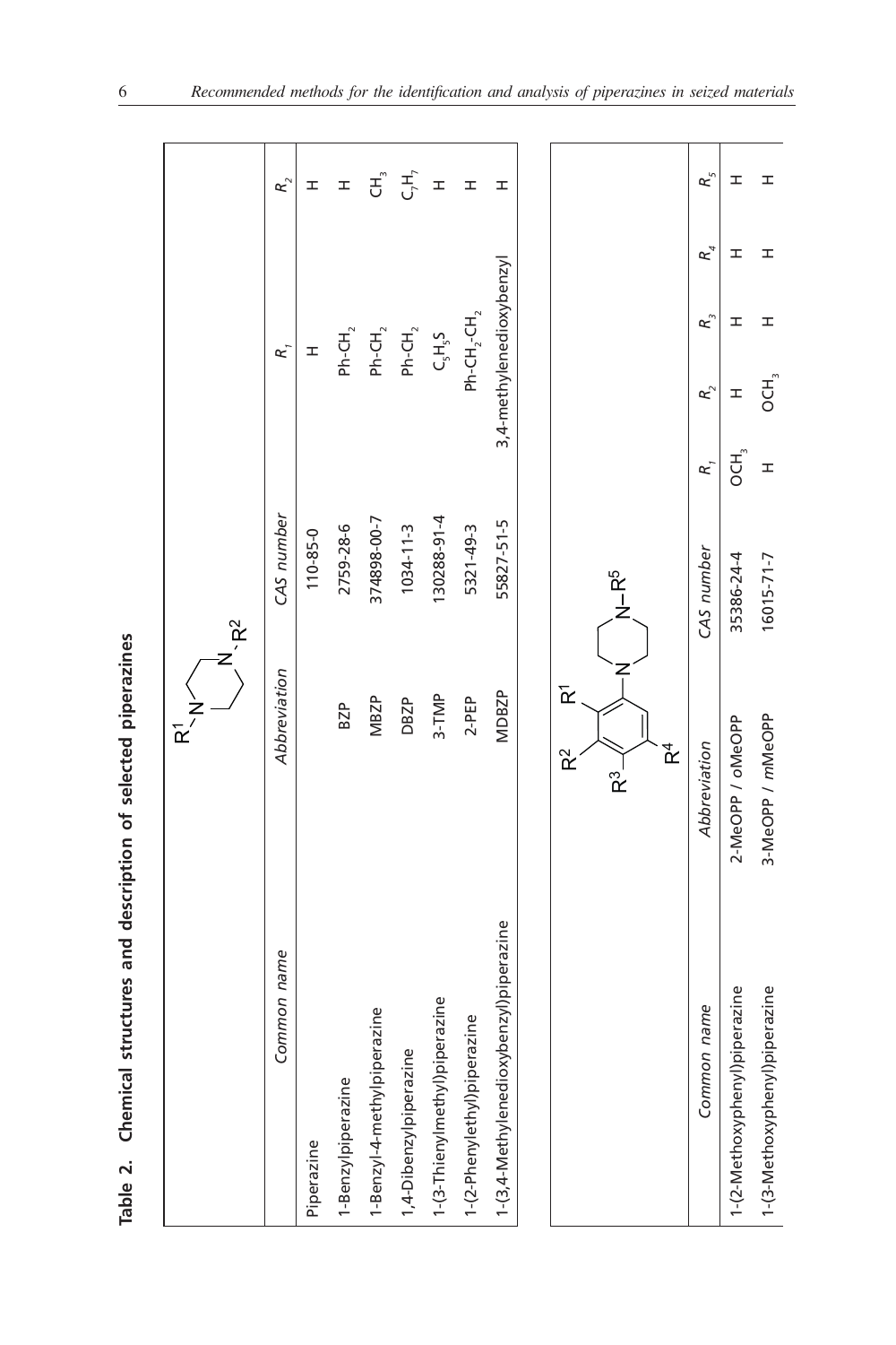**Table 2. Chemical structures and description of selected piperazines**

| Common name | Abbreviation | CAS number | $R_1$ | $R_2$ |
|---|---|---|---|---|
| Piperazine | | 110-85-0 | H | H |
| 1-Benzylpiperazine | BZP | 2759-28-6 | $Ph\text{-}CH_2$ | H |
| 1-Benzyl-4-methylpiperazine | MBZP | 374898-00-7 | $Ph\text{-}CH_2$ | $CH_3$ |
| 1,4-Dibenzylpiperazine | DBZP | 1034-11-3 | $Ph\text{-}CH_2$ | $C_7H_7$ |
| 1-(3-Thienylmethyl)piperazine | 3-TMP | 130288-91-4 | $C_5H_5S$ | H |
| 1-(2-Phenylethyl)piperazine | 2-PEP | 5321-49-3 | $Ph\text{-}CH_2\text{-}CH_2$ | H |
| 1-(3,4-Methylenedioxybenzyl)piperazine | MDBZP | 55827-51-5 | 3,4-methylenedioxybenzyl | H |

| Common name | Abbreviation | CAS number | $R_1$ | $R_2$ | $R_3$ | $R_4$ | $R_5$ |
|---|---|---|---|---|---|---|---|
| 1-(2-Methoxyphenyl)piperazine | 2-MeOPP / oMeOPP | 35386-24-4 | $OCH_3$ | H | H | H | H |
| 1-(3-Methoxyphenyl)piperazine | 3-MeOPP / *m*MeOPP | 16015-71-7 | H | $OCH_3$ | H | H | H |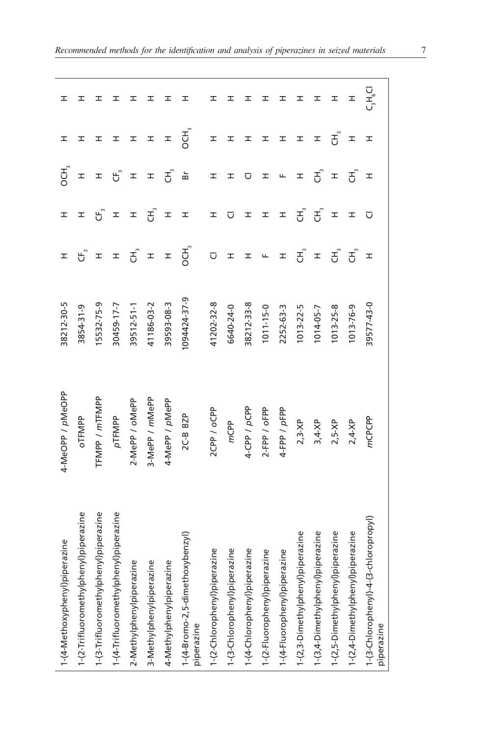| | | | | | | | |
|---|---|---|---|---|---|---|---|
| 1-(4-Methoxyphenyl)piperazine | 4-MeOPP / *p*MeOPP | 38212-30-5 | H | H | $OCH_3$ | H | H |
| 1-(2-Trifluoromethylphenyl)piperazine | *o*TFMPP | 3854-31-9 | $CF_3$ | H | H | H | H |
| 1-(3-Trifluoromethylphenyl)piperazine | TFMPP / *m*TFMPP | 15532-75-9 | H | $CF_3$ | H | H | H |
| 1-(4-Trifluoromethylphenyl)piperazine | *p*TFMPP | 30459-17-7 | H | H | $CF_3$ | H | H |
| 2-Methylphenylpiperazine | 2-MePP / *o*MePP | 39512-51-1 | $CH_3$ | H | H | H | H |
| 3-Methylphenylpiperazine | 3-MePP / *m*MePP | 41186-03-2 | H | $CH_3$ | H | H | H |
| 4-Methylphenylpiperazine | 4-MePP / *p*MePP | 39593-08-3 | H | H | $CH_3$ | H | H |
| 1-(4-Bromo-2,5-dimethoxybenzyl) piperazine | 2C-B BZP | 1094424-37-9 | $OCH_3$ | H | Br | $OCH_3$ | H |
| 1-(2-Chlorophenyl)piperazine | 2CPP / *o*CPP | 41202-32-8 | Cl | H | H | H | H |
| 1-(3-Chlorophenyl)piperazine | *m*CPP | 6640-24-0 | H | Cl | H | H | H |
| 1-(4-Chlorophenyl)piperazine | 4-CPP / *p*CPP | 38212-33-8 | H | H | Cl | H | H |
| 1-(2-Fluorophenyl)piperazine | 2-FPP / *o*FPP | 1011-15-0 | F | H | H | H | H |
| 1-(4-Fluorophenyl)piperazine | 4-FPP / *p*FPP | 2252-63-3 | H | H | F | H | H |
| 1-(2,3-Dimethylphenyl)piperazine | 2,3-XP | 1013-22-5 | $CH_3$ | $CH_3$ | H | H | H |
| 1-(3,4-Dimethylphenyl)piperazine | 3,4-XP | 1014-05-7 | H | $CH_3$ | $CH_3$ | H | H |
| 1-(2,5-Dimethylphenyl)piperazine | 2,5-XP | 1013-25-8 | $CH_3$ | H | H | $CH_3$ | H |
| 1-(2,4-Dimethylphenyl)piperazine | 2,4-XP | 1013-76-9 | $CH_3$ | H | $CH_3$ | H | H |
| 1-(3-Chlorophenyl)-4-(3-chloropropyl) piperazine | *m*CPCPP | 39577-43-0 | H | Cl | H | H | $C_3H_6Cl$ |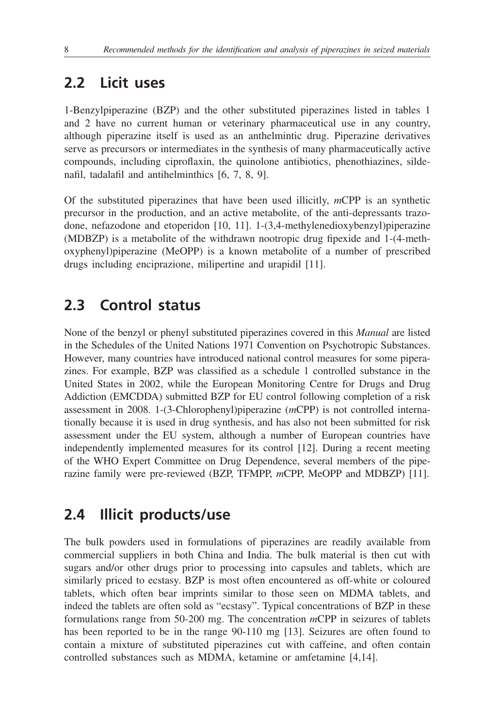## 2.2 Licit uses

1-Benzylpiperazine (BZP) and the other substituted piperazines listed in tables 1 and 2 have no current human or veterinary pharmaceutical use in any country, although piperazine itself is used as an anthelmintic drug. Piperazine derivatives serve as precursors or intermediates in the synthesis of many pharmaceutically active compounds, including ciproflaxin, the quinolone antibiotics, phenothiazines, sildenafil, tadalafil and antihelminthics [6, 7, 8, 9].

Of the substituted piperazines that have been used illicitly, *m*CPP is an synthetic precursor in the production, and an active metabolite, of the anti-depressants trazodone, nefazodone and etoperidon [10, 11]. 1-(3,4-methylenedioxybenzyl)piperazine (MDBZP) is a metabolite of the withdrawn nootropic drug fipexide and 1-(4-methoxyphenyl)piperazine (MeOPP) is a known metabolite of a number of prescribed drugs including enciprazione, milipertine and urapidil [11].

## 2.3 Control status

None of the benzyl or phenyl substituted piperazines covered in this *Manual* are listed in the Schedules of the United Nations 1971 Convention on Psychotropic Substances. However, many countries have introduced national control measures for some piperazines. For example, BZP was classified as a schedule 1 controlled substance in the United States in 2002, while the European Monitoring Centre for Drugs and Drug Addiction (EMCDDA) submitted BZP for EU control following completion of a risk assessment in 2008. 1-(3-Chlorophenyl)piperazine (*m*CPP) is not controlled internationally because it is used in drug synthesis, and has also not been submitted for risk assessment under the EU system, although a number of European countries have independently implemented measures for its control [12]. During a recent meeting of the WHO Expert Committee on Drug Dependence, several members of the piperazine family were pre-reviewed (BZP, TFMPP, *m*CPP, MeOPP and MDBZP) [11].

## 2.4 Illicit products/use

The bulk powders used in formulations of piperazines are readily available from commercial suppliers in both China and India. The bulk material is then cut with sugars and/or other drugs prior to processing into capsules and tablets, which are similarly priced to ecstasy. BZP is most often encountered as off-white or coloured tablets, which often bear imprints similar to those seen on MDMA tablets, and indeed the tablets are often sold as "ecstasy". Typical concentrations of BZP in these formulations range from 50-200 mg. The concentration *m*CPP in seizures of tablets has been reported to be in the range 90-110 mg [13]. Seizures are often found to contain a mixture of substituted piperazines cut with caffeine, and often contain controlled substances such as MDMA, ketamine or amfetamine [4,14].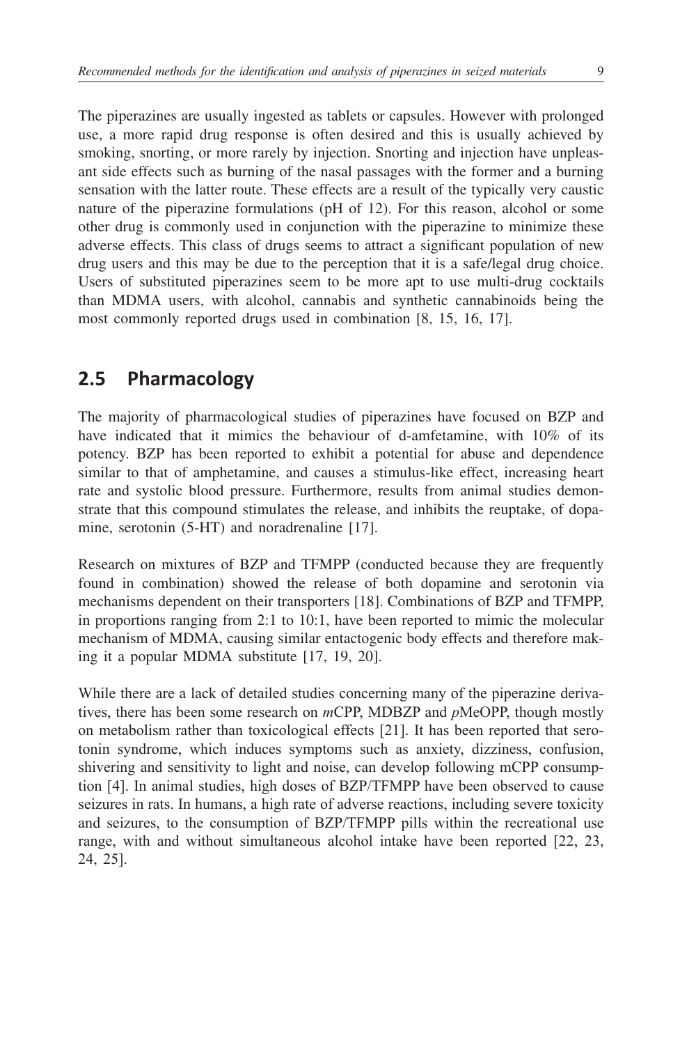The piperazines are usually ingested as tablets or capsules. However with prolonged use, a more rapid drug response is often desired and this is usually achieved by smoking, snorting, or more rarely by injection. Snorting and injection have unpleasant side effects such as burning of the nasal passages with the former and a burning sensation with the latter route. These effects are a result of the typically very caustic nature of the piperazine formulations (pH of 12). For this reason, alcohol or some other drug is commonly used in conjunction with the piperazine to minimize these adverse effects. This class of drugs seems to attract a significant population of new drug users and this may be due to the perception that it is a safe/legal drug choice. Users of substituted piperazines seem to be more apt to use multi-drug cocktails than MDMA users, with alcohol, cannabis and synthetic cannabinoids being the most commonly reported drugs used in combination [8, 15, 16, 17].

## 2.5 Pharmacology

The majority of pharmacological studies of piperazines have focused on BZP and have indicated that it mimics the behaviour of d-amfetamine, with 10% of its potency. BZP has been reported to exhibit a potential for abuse and dependence similar to that of amphetamine, and causes a stimulus-like effect, increasing heart rate and systolic blood pressure. Furthermore, results from animal studies demonstrate that this compound stimulates the release, and inhibits the reuptake, of dopamine, serotonin (5-HT) and noradrenaline [17].

Research on mixtures of BZP and TFMPP (conducted because they are frequently found in combination) showed the release of both dopamine and serotonin via mechanisms dependent on their transporters [18]. Combinations of BZP and TFMPP, in proportions ranging from 2:1 to 10:1, have been reported to mimic the molecular mechanism of MDMA, causing similar entactogenic body effects and therefore making it a popular MDMA substitute [17, 19, 20].

While there are a lack of detailed studies concerning many of the piperazine derivatives, there has been some research on *m*CPP, MDBZP and *p*MeOPP, though mostly on metabolism rather than toxicological effects [21]. It has been reported that serotonin syndrome, which induces symptoms such as anxiety, dizziness, confusion, shivering and sensitivity to light and noise, can develop following mCPP consumption [4]. In animal studies, high doses of BZP/TFMPP have been observed to cause seizures in rats. In humans, a high rate of adverse reactions, including severe toxicity and seizures, to the consumption of BZP/TFMPP pills within the recreational use range, with and without simultaneous alcohol intake have been reported [22, 23, 24, 25].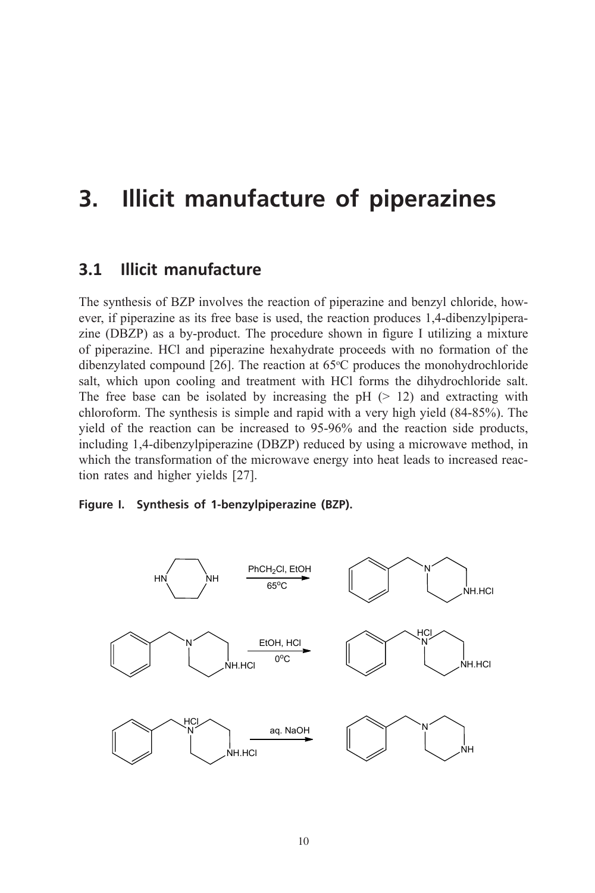# 3. Illicit manufacture of piperazines

## 3.1 Illicit manufacture

The synthesis of BZP involves the reaction of piperazine and benzyl chloride, however, if piperazine as its free base is used, the reaction produces 1,4-dibenzylpiperazine (DBZP) as a by-product. The procedure shown in figure I utilizing a mixture of piperazine. HCl and piperazine hexahydrate proceeds with no formation of the dibenzylated compound [26]. The reaction at 65°C produces the monohydrochloride salt, which upon cooling and treatment with HCl forms the dihydrochloride salt. The free base can be isolated by increasing the pH (> 12) and extracting with chloroform. The synthesis is simple and rapid with a very high yield (84-85%). The yield of the reaction can be increased to 95-96% and the reaction side products, including 1,4-dibenzylpiperazine (DBZP) reduced by using a microwave method, in which the transformation of the microwave energy into heat leads to increased reaction rates and higher yields [27].

**Figure I. Synthesis of 1-benzylpiperazine (BZP).**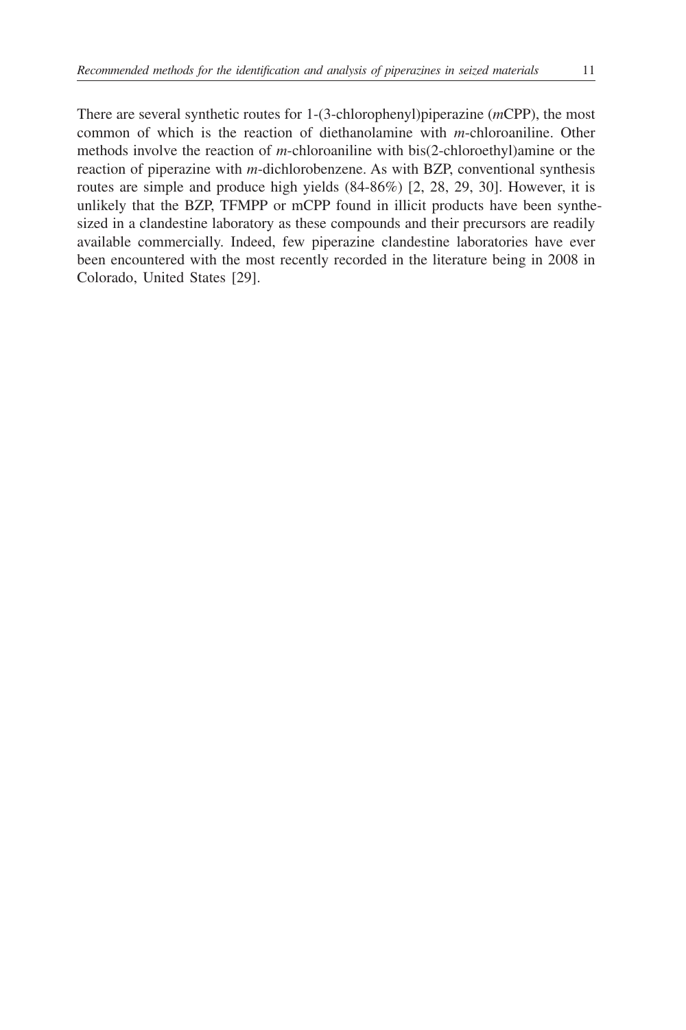There are several synthetic routes for 1-(3-chlorophenyl)piperazine (*m*CPP), the most common of which is the reaction of diethanolamine with *m*-chloroaniline. Other methods involve the reaction of *m*-chloroaniline with bis(2-chloroethyl)amine or the reaction of piperazine with *m*-dichlorobenzene. As with BZP, conventional synthesis routes are simple and produce high yields (84-86%) [2, 28, 29, 30]. However, it is unlikely that the BZP, TFMPP or mCPP found in illicit products have been synthesized in a clandestine laboratory as these compounds and their precursors are readily available commercially. Indeed, few piperazine clandestine laboratories have ever been encountered with the most recently recorded in the literature being in 2008 in Colorado, United States [29].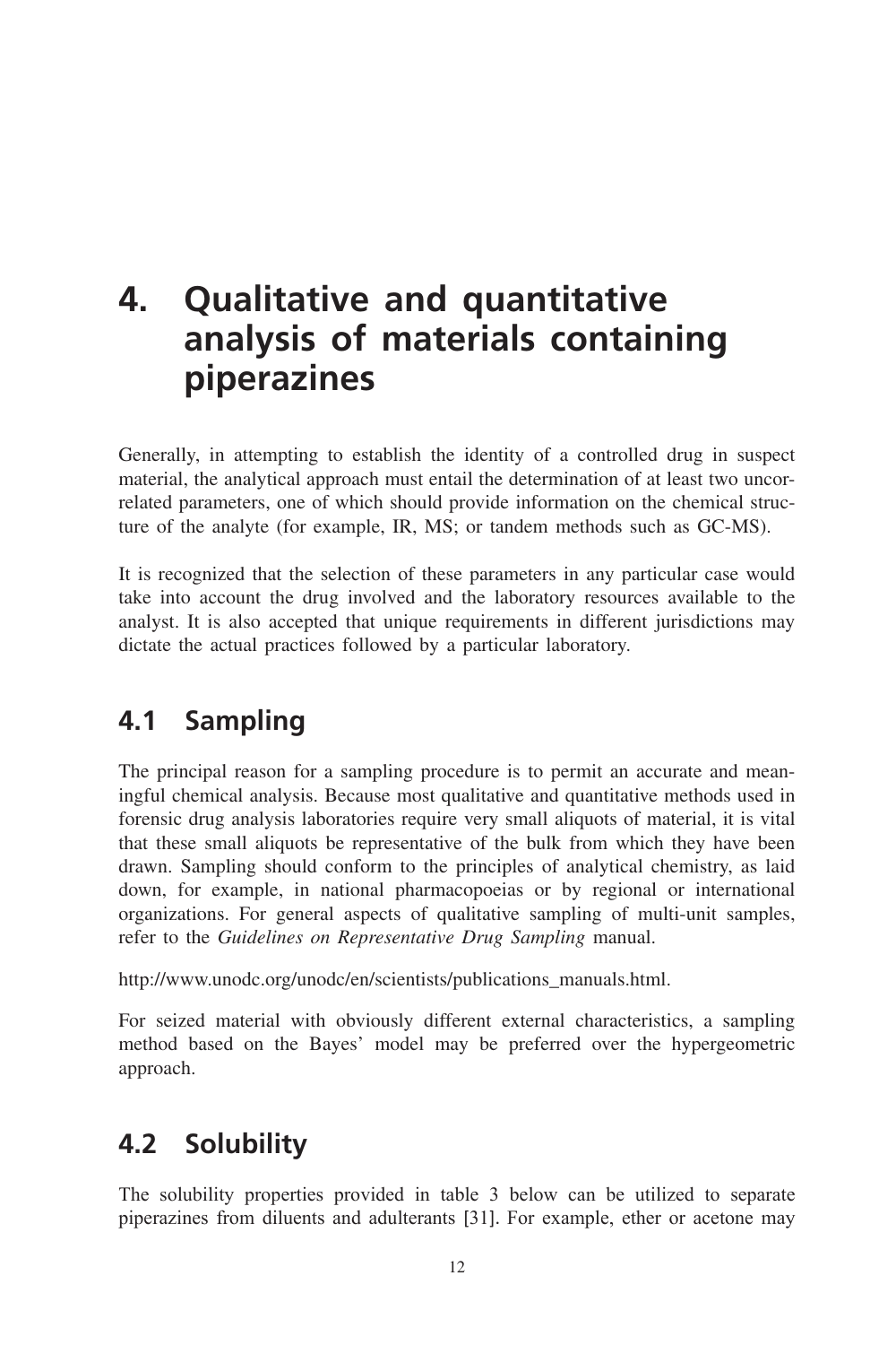# 4. Qualitative and quantitative analysis of materials containing piperazines

Generally, in attempting to establish the identity of a controlled drug in suspect material, the analytical approach must entail the determination of at least two uncorrelated parameters, one of which should provide information on the chemical structure of the analyte (for example, IR, MS; or tandem methods such as GC-MS).

It is recognized that the selection of these parameters in any particular case would take into account the drug involved and the laboratory resources available to the analyst. It is also accepted that unique requirements in different jurisdictions may dictate the actual practices followed by a particular laboratory.

## 4.1 Sampling

The principal reason for a sampling procedure is to permit an accurate and meaningful chemical analysis. Because most qualitative and quantitative methods used in forensic drug analysis laboratories require very small aliquots of material, it is vital that these small aliquots be representative of the bulk from which they have been drawn. Sampling should conform to the principles of analytical chemistry, as laid down, for example, in national pharmacopoeias or by regional or international organizations. For general aspects of qualitative sampling of multi-unit samples, refer to the *Guidelines on Representative Drug Sampling* manual.

http://www.unodc.org/unodc/en/scientists/publications_manuals.html.

For seized material with obviously different external characteristics, a sampling method based on the Bayes' model may be preferred over the hypergeometric approach.

## 4.2 Solubility

The solubility properties provided in table 3 below can be utilized to separate piperazines from diluents and adulterants [31]. For example, ether or acetone may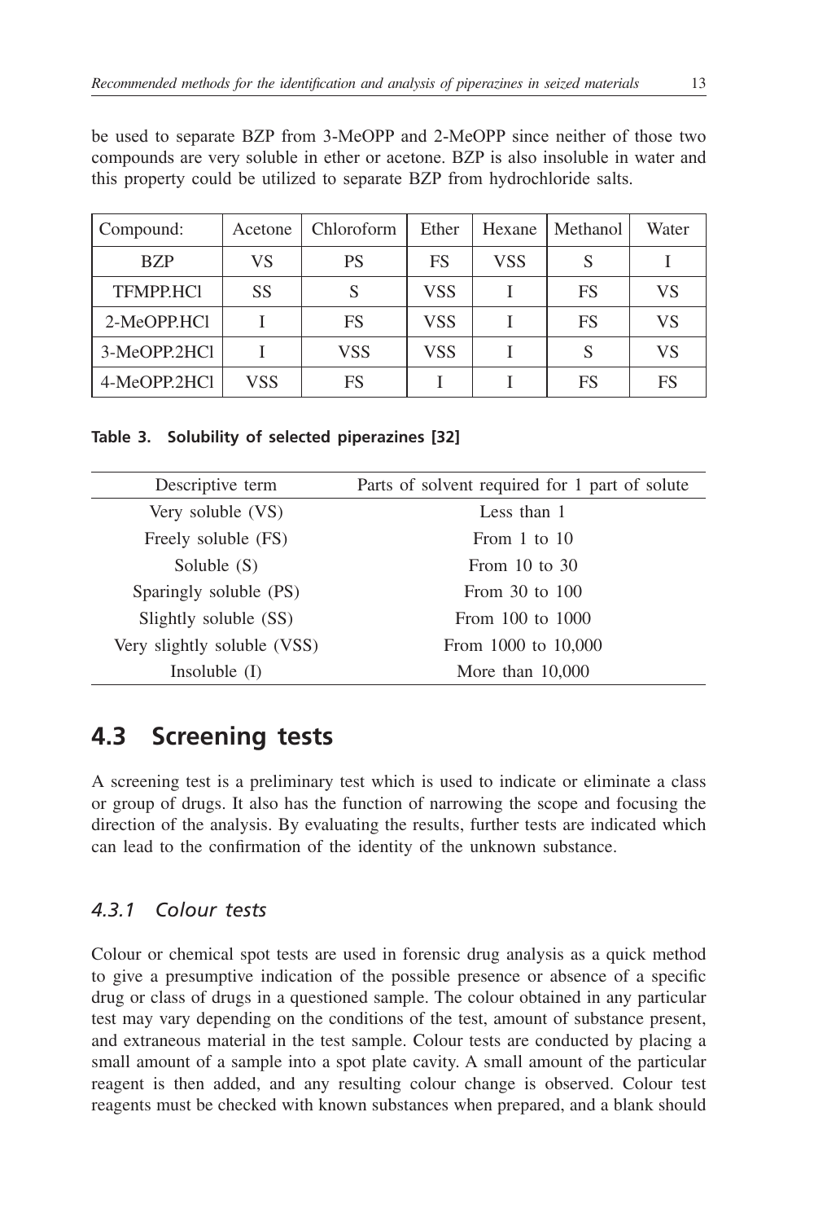be used to separate BZP from 3-MeOPP and 2-MeOPP since neither of those two compounds are very soluble in ether or acetone. BZP is also insoluble in water and this property could be utilized to separate BZP from hydrochloride salts.

| Compound: | Acetone | Chloroform | Ether | Hexane | Methanol | Water |
|---|---|---|---|---|---|---|
| BZP | VS | PS | FS | VSS | S | I |
| TFMPP.HCl | SS | S | VSS | I | FS | VS |
| 2-MeOPP.HCl | I | FS | VSS | I | FS | VS |
| 3-MeOPP.2HCl | I | VSS | VSS | I | S | VS |
| 4-MeOPP.2HCl | VSS | FS | I | I | FS | FS |

**Table 3. Solubility of selected piperazines [32]**

| Descriptive term | Parts of solvent required for 1 part of solute |
|---|---|
| Very soluble (VS) | Less than 1 |
| Freely soluble (FS) | From 1 to 10 |
| Soluble (S) | From 10 to 30 |
| Sparingly soluble (PS) | From 30 to 100 |
| Slightly soluble (SS) | From 100 to 1000 |
| Very slightly soluble (VSS) | From 1000 to 10,000 |
| Insoluble (I) | More than 10,000 |

## 4.3 Screening tests

A screening test is a preliminary test which is used to indicate or eliminate a class or group of drugs. It also has the function of narrowing the scope and focusing the direction of the analysis. By evaluating the results, further tests are indicated which can lead to the confirmation of the identity of the unknown substance.

### *4.3.1 Colour tests*

Colour or chemical spot tests are used in forensic drug analysis as a quick method to give a presumptive indication of the possible presence or absence of a specific drug or class of drugs in a questioned sample. The colour obtained in any particular test may vary depending on the conditions of the test, amount of substance present, and extraneous material in the test sample. Colour tests are conducted by placing a small amount of a sample into a spot plate cavity. A small amount of the particular reagent is then added, and any resulting colour change is observed. Colour test reagents must be checked with known substances when prepared, and a blank should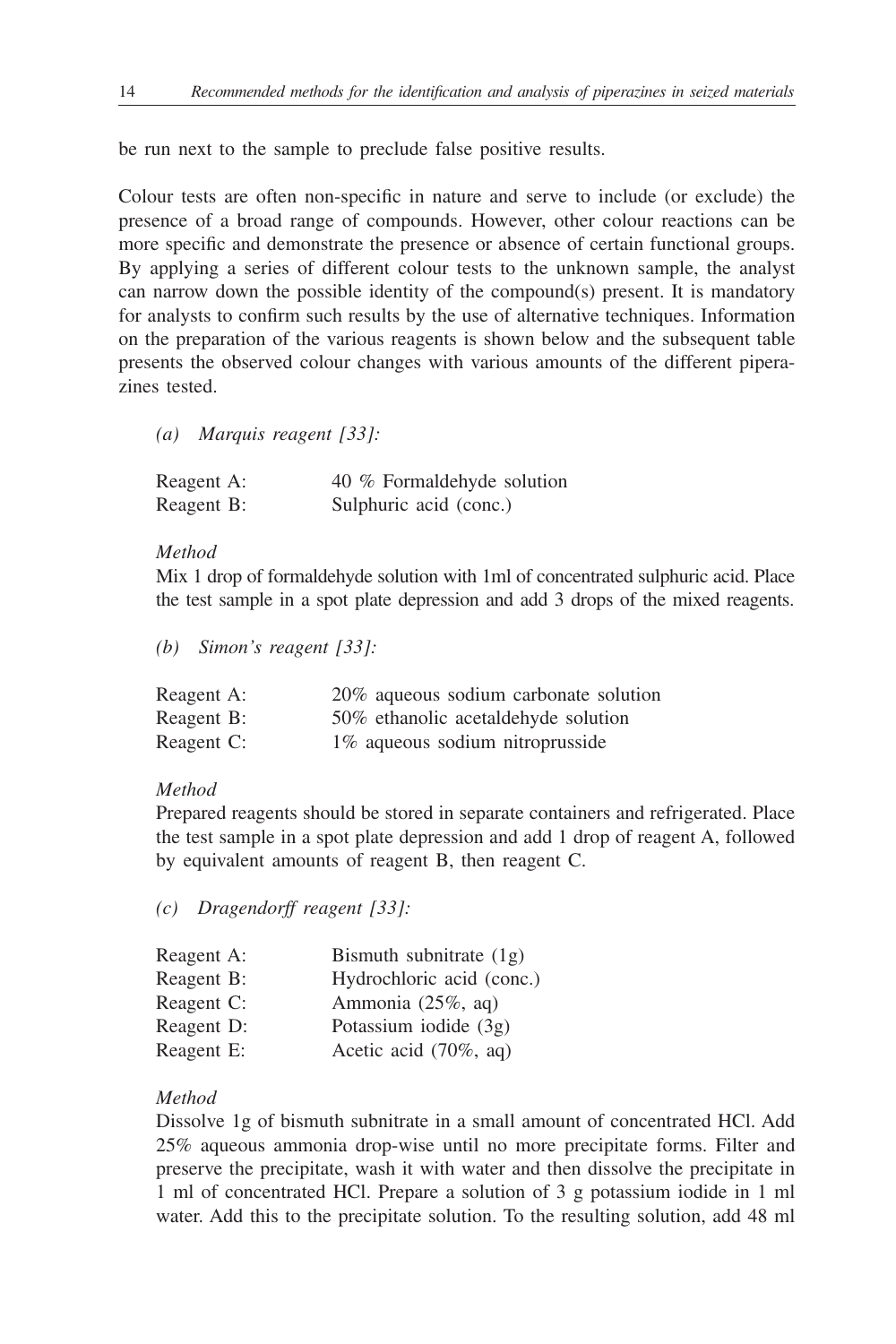be run next to the sample to preclude false positive results.

Colour tests are often non-specific in nature and serve to include (or exclude) the presence of a broad range of compounds. However, other colour reactions can be more specific and demonstrate the presence or absence of certain functional groups. By applying a series of different colour tests to the unknown sample, the analyst can narrow down the possible identity of the compound(s) present. It is mandatory for analysts to confirm such results by the use of alternative techniques. Information on the preparation of the various reagents is shown below and the subsequent table presents the observed colour changes with various amounts of the different piperazines tested.

*(a) Marquis reagent [33]:*

| | |
|---|---|
| Reagent A: | 40 % Formaldehyde solution |
| Reagent B: | Sulphuric acid (conc.) |

*Method*

Mix 1 drop of formaldehyde solution with 1ml of concentrated sulphuric acid. Place the test sample in a spot plate depression and add 3 drops of the mixed reagents.

*(b) Simon's reagent [33]:*

| | |
|---|---|
| Reagent A: | 20% aqueous sodium carbonate solution |
| Reagent B: | 50% ethanolic acetaldehyde solution |
| Reagent C: | 1% aqueous sodium nitroprusside |

*Method*

Prepared reagents should be stored in separate containers and refrigerated. Place the test sample in a spot plate depression and add 1 drop of reagent A, followed by equivalent amounts of reagent B, then reagent C.

*(c) Dragendorff reagent [33]:*

| | |
|---|---|
| Reagent A: | Bismuth subnitrate (1g) |
| Reagent B: | Hydrochloric acid (conc.) |
| Reagent C: | Ammonia (25%, aq) |
| Reagent D: | Potassium iodide (3g) |
| Reagent E: | Acetic acid (70%, aq) |

*Method*

Dissolve 1g of bismuth subnitrate in a small amount of concentrated HCl. Add 25% aqueous ammonia drop-wise until no more precipitate forms. Filter and preserve the precipitate, wash it with water and then dissolve the precipitate in 1 ml of concentrated HCl. Prepare a solution of 3 g potassium iodide in 1 ml water. Add this to the precipitate solution. To the resulting solution, add 48 ml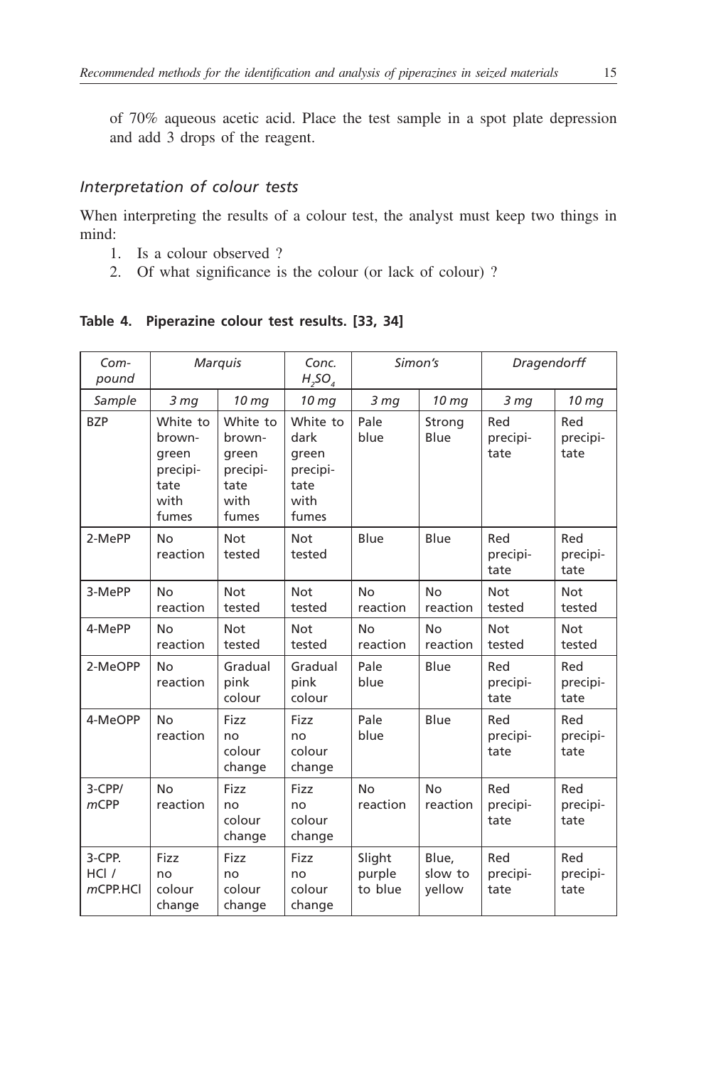of 70% aqueous acetic acid. Place the test sample in a spot plate depression and add 3 drops of the reagent.

### *Interpretation of colour tests*

When interpreting the results of a colour test, the analyst must keep two things in mind:

1. Is a colour observed ?
2. Of what significance is the colour (or lack of colour) ?

**Table 4. Piperazine colour test results. [33, 34]**

| *Compound* | *Marquis* | | *Conc. $H_2SO_4$* | *Simon's* | | *Dragendorff* | |
|---|---|---|---|---|---|---|---|
| *Sample* | *3 mg* | *10 mg* | *10 mg* | *3 mg* | *10 mg* | *3 mg* | *10 mg* |
| BZP | White to brown-green precipitate with fumes | White to brown-green precipitate with fumes | White to dark green precipitate with fumes | Pale blue | Strong Blue | Red precipitate | Red precipitate |
| 2-MePP | No reaction | Not tested | Not tested | Blue | Blue | Red precipitate | Red precipitate |
| 3-MePP | No reaction | Not tested | Not tested | No reaction | No reaction | Not tested | Not tested |
| 4-MePP | No reaction | Not tested | Not tested | No reaction | No reaction | Not tested | Not tested |
| 2-MeOPP | No reaction | Gradual pink colour | Gradual pink colour | Pale blue | Blue | Red precipitate | Red precipitate |
| 4-MeOPP | No reaction | Fizz no colour change | Fizz no colour change | Pale blue | Blue | Red precipitate | Red precipitate |
| 3-CPP/ *m*CPP | No reaction | Fizz no colour change | Fizz no colour change | No reaction | No reaction | Red precipitate | Red precipitate |
| 3-CPP. HCl / *m*CPP.HCl | Fizz no colour change | Fizz no colour change | Fizz no colour change | Slight purple to blue | Blue, slow to yellow | Red precipitate | Red precipitate |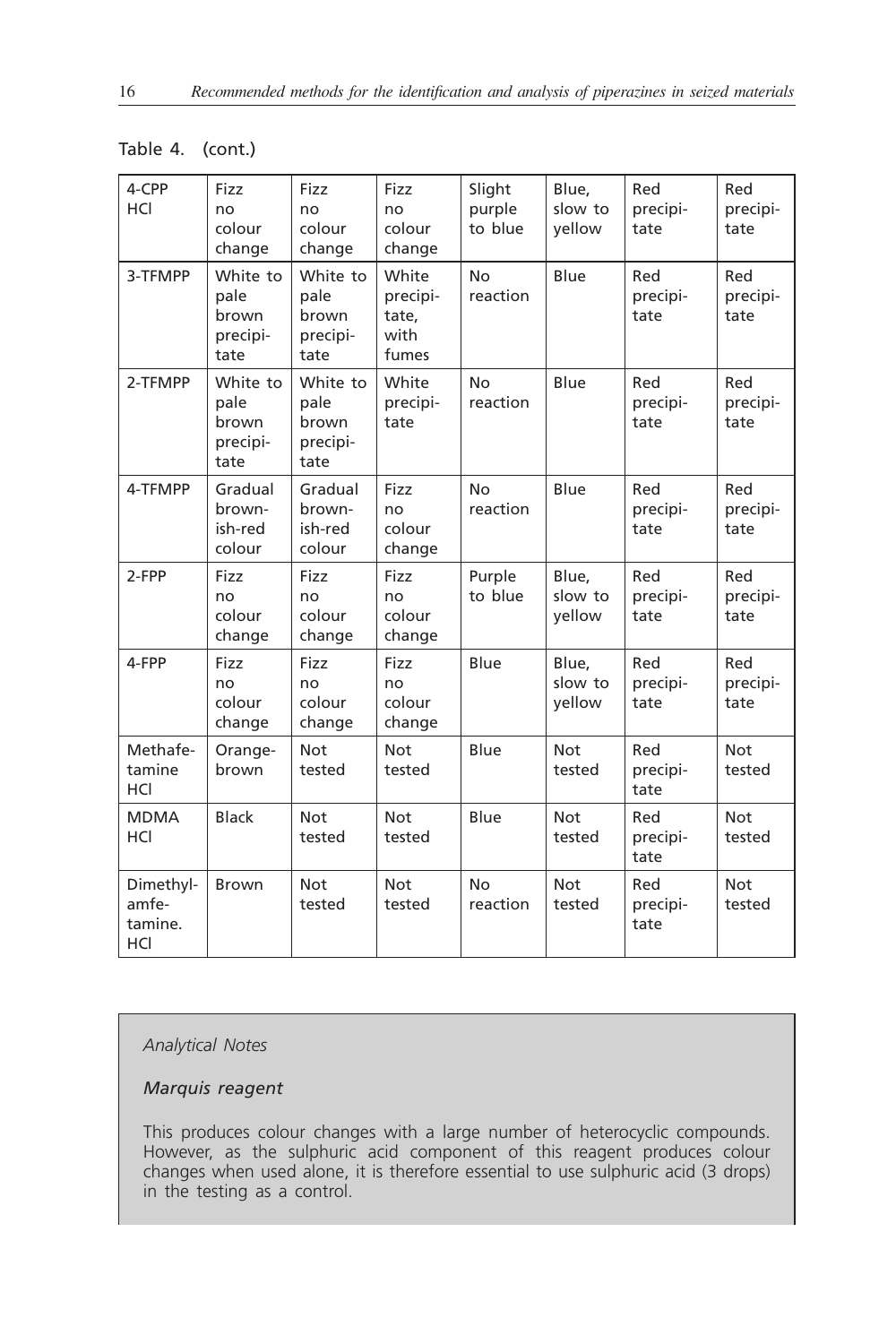Table 4. (cont.)

| | | | | | | | |
|---|---|---|---|---|---|---|---|
| 4-CPP HCl | Fizz no colour change | Fizz no colour change | Fizz no colour change | Slight purple to blue | Blue, slow to yellow | Red precipitate | Red precipitate |
| 3-TFMPP | White to pale brown precipitate | White to pale brown precipitate | White precipitate, with fumes | No reaction | Blue | Red precipitate | Red precipitate |
| 2-TFMPP | White to pale brown precipitate | White to pale brown precipitate | White precipitate | No reaction | Blue | Red precipitate | Red precipitate |
| 4-TFMPP | Gradual brownish-red colour | Gradual brownish-red colour | Fizz no colour change | No reaction | Blue | Red precipitate | Red precipitate |
| 2-FPP | Fizz no colour change | Fizz no colour change | Fizz no colour change | Purple to blue | Blue, slow to yellow | Red precipitate | Red precipitate |
| 4-FPP | Fizz no colour change | Fizz no colour change | Fizz no colour change | Blue | Blue, slow to yellow | Red precipitate | Red precipitate |
| Methafetamine HCl | Orange-brown | Not tested | Not tested | Blue | Not tested | Red precipitate | Not tested |
| MDMA HCl | Black | Not tested | Not tested | Blue | Not tested | Red precipitate | Not tested |
| Dimethylamfetamine. HCl | Brown | Not tested | Not tested | No reaction | Not tested | Red precipitate | Not tested |

*Analytical Notes*

*Marquis reagent*

This produces colour changes with a large number of heterocyclic compounds. However, as the sulphuric acid component of this reagent produces colour changes when used alone, it is therefore essential to use sulphuric acid (3 drops) in the testing as a control.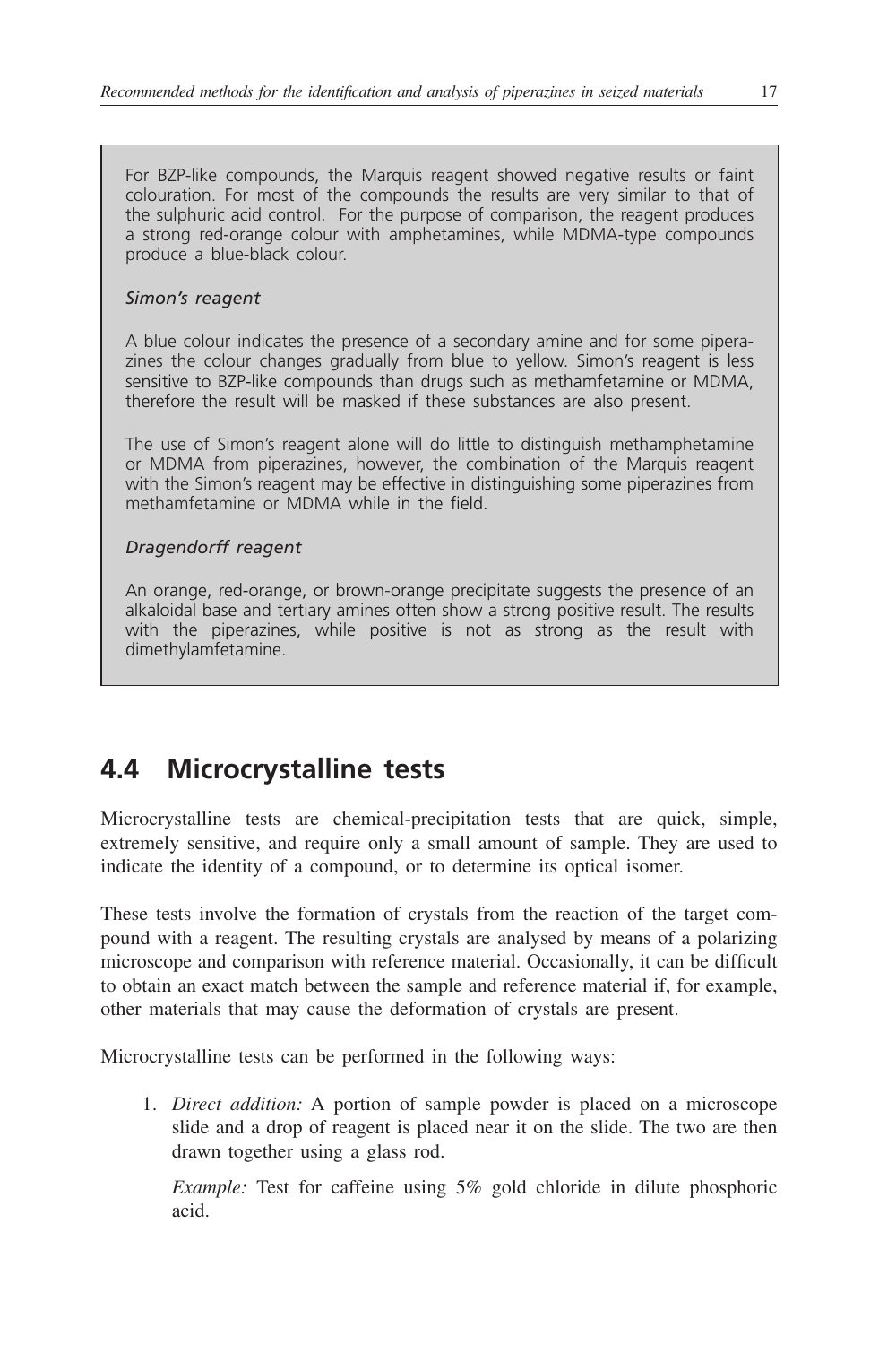For BZP-like compounds, the Marquis reagent showed negative results or faint colouration. For most of the compounds the results are very similar to that of the sulphuric acid control. For the purpose of comparison, the reagent produces a strong red-orange colour with amphetamines, while MDMA-type compounds produce a blue-black colour.

*Simon's reagent*

A blue colour indicates the presence of a secondary amine and for some piperazines the colour changes gradually from blue to yellow. Simon's reagent is less sensitive to BZP-like compounds than drugs such as methamfetamine or MDMA, therefore the result will be masked if these substances are also present.

The use of Simon's reagent alone will do little to distinguish methamphetamine or MDMA from piperazines, however, the combination of the Marquis reagent with the Simon's reagent may be effective in distinguishing some piperazines from methamfetamine or MDMA while in the field.

*Dragendorff reagent*

An orange, red-orange, or brown-orange precipitate suggests the presence of an alkaloidal base and tertiary amines often show a strong positive result. The results with the piperazines, while positive is not as strong as the result with dimethylamfetamine.

## 4.4 Microcrystalline tests

Microcrystalline tests are chemical-precipitation tests that are quick, simple, extremely sensitive, and require only a small amount of sample. They are used to indicate the identity of a compound, or to determine its optical isomer.

These tests involve the formation of crystals from the reaction of the target compound with a reagent. The resulting crystals are analysed by means of a polarizing microscope and comparison with reference material. Occasionally, it can be difficult to obtain an exact match between the sample and reference material if, for example, other materials that may cause the deformation of crystals are present.

Microcrystalline tests can be performed in the following ways:

1. *Direct addition:* A portion of sample powder is placed on a microscope slide and a drop of reagent is placed near it on the slide. The two are then drawn together using a glass rod.

   *Example:* Test for caffeine using 5% gold chloride in dilute phosphoric acid.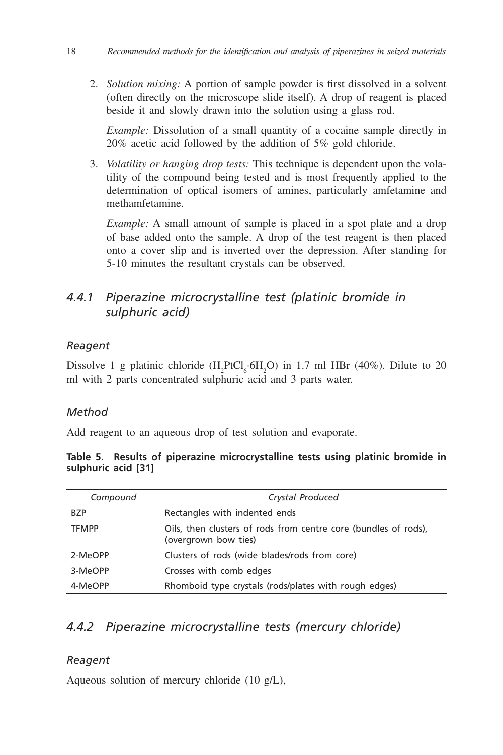2. *Solution mixing:* A portion of sample powder is first dissolved in a solvent (often directly on the microscope slide itself). A drop of reagent is placed beside it and slowly drawn into the solution using a glass rod.

   *Example:* Dissolution of a small quantity of a cocaine sample directly in 20% acetic acid followed by the addition of 5% gold chloride.

3. *Volatility or hanging drop tests:* This technique is dependent upon the volatility of the compound being tested and is most frequently applied to the determination of optical isomers of amines, particularly amfetamine and methamfetamine.

   *Example:* A small amount of sample is placed in a spot plate and a drop of base added onto the sample. A drop of the test reagent is then placed onto a cover slip and is inverted over the depression. After standing for 5-10 minutes the resultant crystals can be observed.

### *4.4.1 Piperazine microcrystalline test (platinic bromide in sulphuric acid)*

#### *Reagent*

Dissolve 1 g platinic chloride ($H_2PtCl_6{\cdot}6H_2O$) in 1.7 ml HBr (40%). Dilute to 20 ml with 2 parts concentrated sulphuric acid and 3 parts water.

#### *Method*

Add reagent to an aqueous drop of test solution and evaporate.

**Table 5. Results of piperazine microcrystalline tests using platinic bromide in sulphuric acid [31]**

| *Compound* | *Crystal Produced* |
|---|---|
| BZP | Rectangles with indented ends |
| TFMPP | Oils, then clusters of rods from centre core (bundles of rods), (overgrown bow ties) |
| 2-MeOPP | Clusters of rods (wide blades/rods from core) |
| 3-MeOPP | Crosses with comb edges |
| 4-MeOPP | Rhomboid type crystals (rods/plates with rough edges) |

### *4.4.2 Piperazine microcrystalline tests (mercury chloride)*

#### *Reagent*

Aqueous solution of mercury chloride (10 g/L),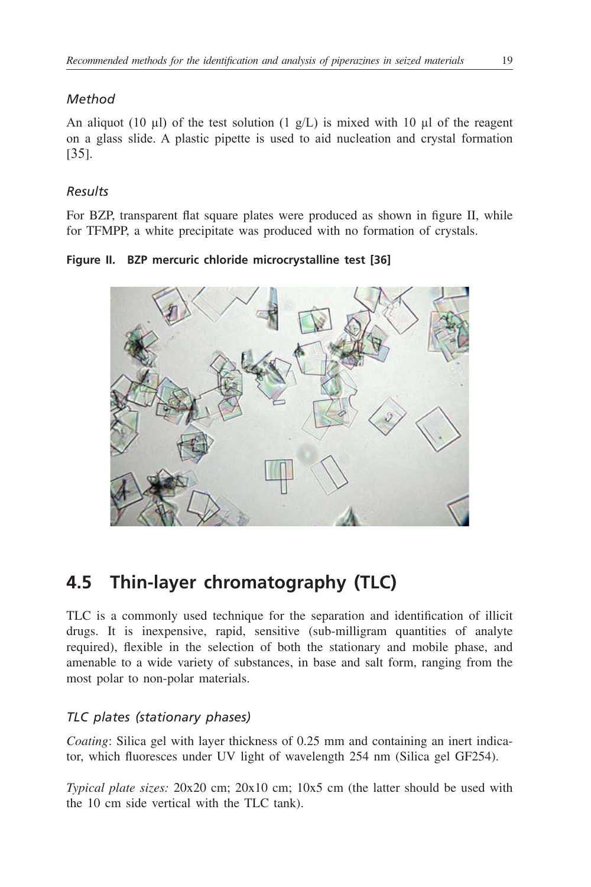### *Method*

An aliquot (10 μl) of the test solution (1 g/L) is mixed with 10 μl of the reagent on a glass slide. A plastic pipette is used to aid nucleation and crystal formation [35].

### *Results*

For BZP, transparent flat square plates were produced as shown in figure II, while for TFMPP, a white precipitate was produced with no formation of crystals.

**Figure II. BZP mercuric chloride microcrystalline test [36]**

## 4.5 Thin-layer chromatography (TLC)

TLC is a commonly used technique for the separation and identification of illicit drugs. It is inexpensive, rapid, sensitive (sub-milligram quantities of analyte required), flexible in the selection of both the stationary and mobile phase, and amenable to a wide variety of substances, in base and salt form, ranging from the most polar to non-polar materials.

### *TLC plates (stationary phases)*

*Coating*: Silica gel with layer thickness of 0.25 mm and containing an inert indicator, which fluoresces under UV light of wavelength 254 nm (Silica gel GF254).

*Typical plate sizes:* 20x20 cm; 20x10 cm; 10x5 cm (the latter should be used with the 10 cm side vertical with the TLC tank).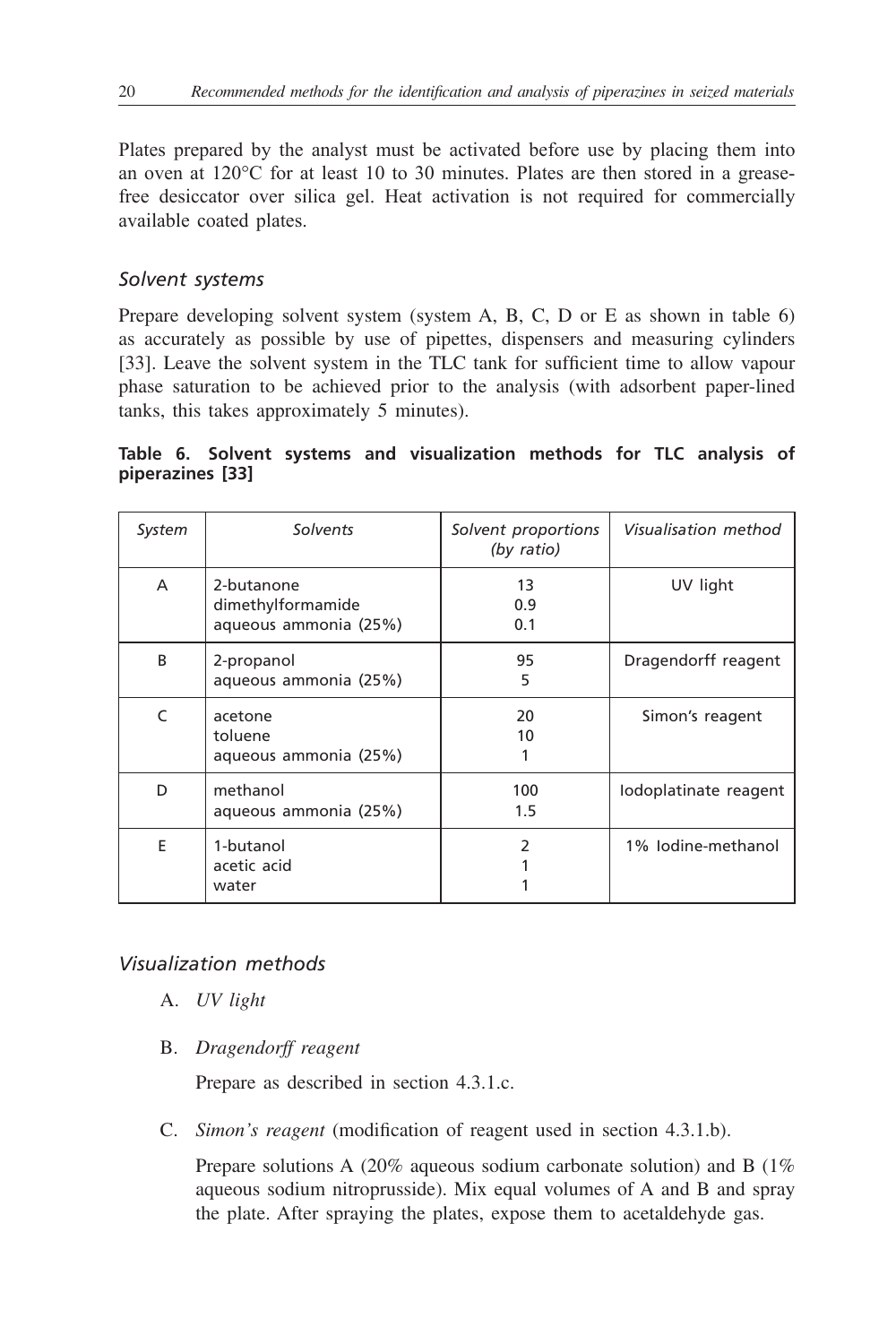Plates prepared by the analyst must be activated before use by placing them into an oven at 120°C for at least 10 to 30 minutes. Plates are then stored in a grease-free desiccator over silica gel. Heat activation is not required for commercially available coated plates.

### *Solvent systems*

Prepare developing solvent system (system A, B, C, D or E as shown in table 6) as accurately as possible by use of pipettes, dispensers and measuring cylinders [33]. Leave the solvent system in the TLC tank for sufficient time to allow vapour phase saturation to be achieved prior to the analysis (with adsorbent paper-lined tanks, this takes approximately 5 minutes).

**Table 6. Solvent systems and visualization methods for TLC analysis of piperazines [33]**

| *System* | *Solvents* | *Solvent proportions (by ratio)* | *Visualisation method* |
|---|---|---|---|
| A | 2-butanone<br>dimethylformamide<br>aqueous ammonia (25%) | 13<br>0.9<br>0.1 | UV light |
| B | 2-propanol<br>aqueous ammonia (25%) | 95<br>5 | Dragendorff reagent |
| C | acetone<br>toluene<br>aqueous ammonia (25%) | 20<br>10<br>1 | Simon's reagent |
| D | methanol<br>aqueous ammonia (25%) | 100<br>1.5 | Iodoplatinate reagent |
| E | 1-butanol<br>acetic acid<br>water | 2<br>1<br>1 | 1% Iodine-methanol |

### *Visualization methods*

A. *UV light*

B. *Dragendorff reagent*

Prepare as described in section 4.3.1.c.

C. *Simon's reagent* (modification of reagent used in section 4.3.1.b).

Prepare solutions A (20% aqueous sodium carbonate solution) and B (1% aqueous sodium nitroprusside). Mix equal volumes of A and B and spray the plate. After spraying the plates, expose them to acetaldehyde gas.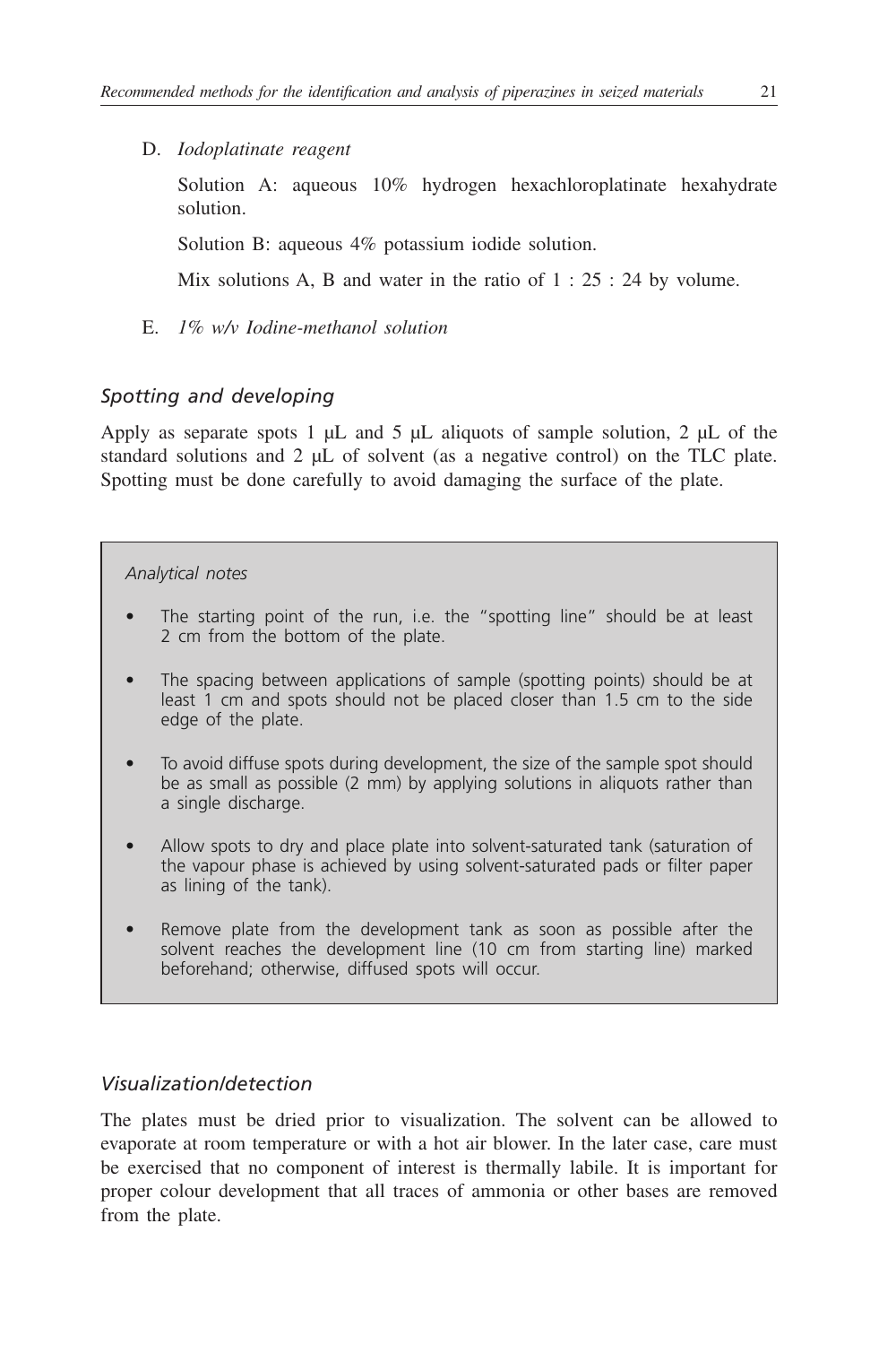D. *Iodoplatinate reagent*

Solution A: aqueous 10% hydrogen hexachloroplatinate hexahydrate solution.

Solution B: aqueous 4% potassium iodide solution.

Mix solutions A, B and water in the ratio of 1 : 25 : 24 by volume.

E. *1% w/v Iodine-methanol solution*

### *Spotting and developing*

Apply as separate spots 1 μL and 5 μL aliquots of sample solution, 2 μL of the standard solutions and 2 μL of solvent (as a negative control) on the TLC plate. Spotting must be done carefully to avoid damaging the surface of the plate.

> *Analytical notes*
>
> - The starting point of the run, i.e. the "spotting line" should be at least 2 cm from the bottom of the plate.
> - The spacing between applications of sample (spotting points) should be at least 1 cm and spots should not be placed closer than 1.5 cm to the side edge of the plate.
> - To avoid diffuse spots during development, the size of the sample spot should be as small as possible (2 mm) by applying solutions in aliquots rather than a single discharge.
> - Allow spots to dry and place plate into solvent-saturated tank (saturation of the vapour phase is achieved by using solvent-saturated pads or filter paper as lining of the tank).
> - Remove plate from the development tank as soon as possible after the solvent reaches the development line (10 cm from starting line) marked beforehand; otherwise, diffused spots will occur.

### *Visualization/detection*

The plates must be dried prior to visualization. The solvent can be allowed to evaporate at room temperature or with a hot air blower. In the later case, care must be exercised that no component of interest is thermally labile. It is important for proper colour development that all traces of ammonia or other bases are removed from the plate.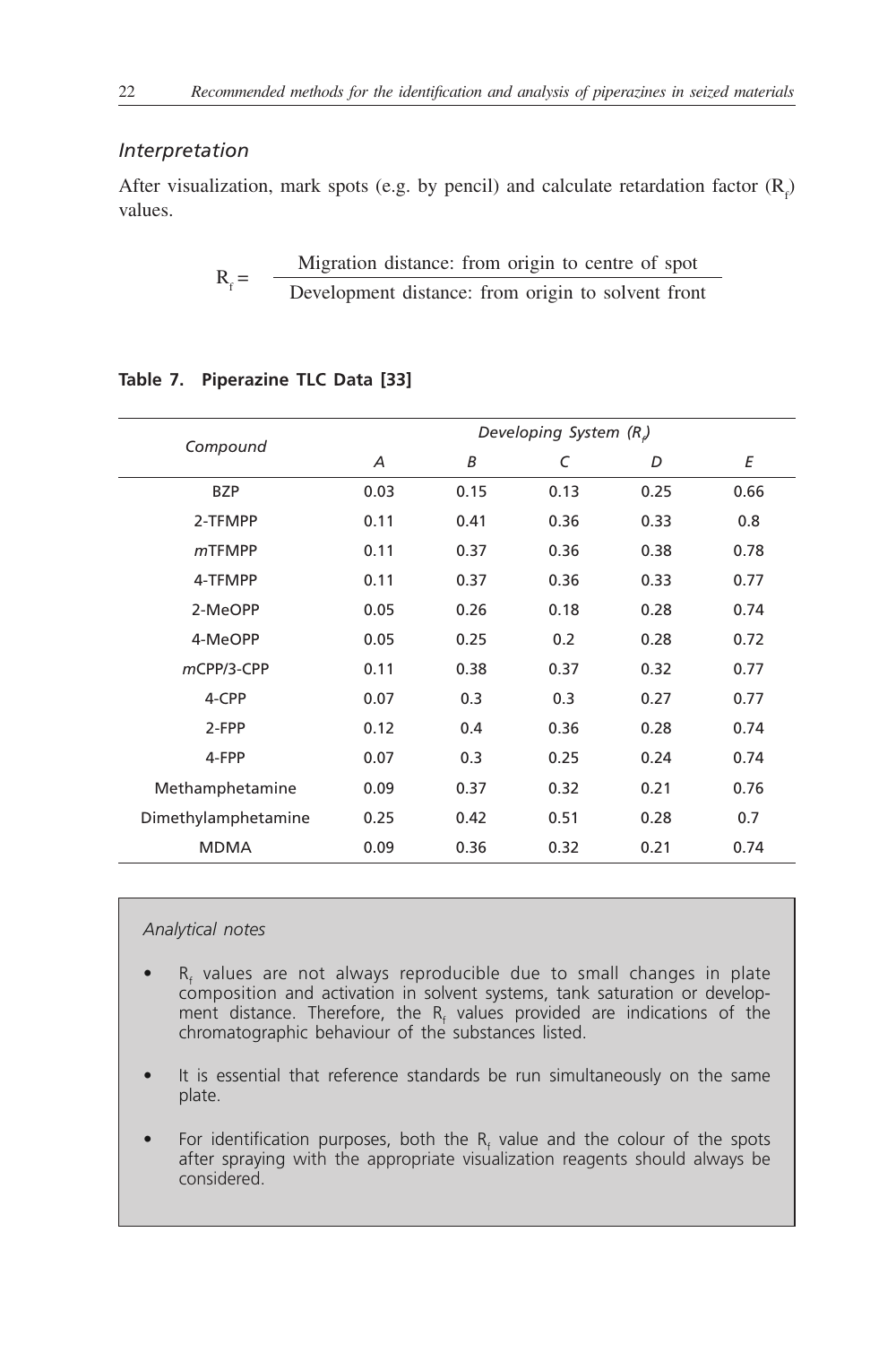### *Interpretation*

After visualization, mark spots (e.g. by pencil) and calculate retardation factor ($R_f$) values.

$$R_f = \frac{\text{Migration distance: from origin to centre of spot}}{\text{Development distance: from origin to solvent front}}$$

**Table 7. Piperazine TLC Data [33]**

| *Compound* | *Developing System ($R_f$)* | | | | |
|---|---|---|---|---|---|
| | *A* | *B* | *C* | *D* | *E* |
| BZP | 0.03 | 0.15 | 0.13 | 0.25 | 0.66 |
| 2-TFMPP | 0.11 | 0.41 | 0.36 | 0.33 | 0.8 |
| *m*TFMPP | 0.11 | 0.37 | 0.36 | 0.38 | 0.78 |
| 4-TFMPP | 0.11 | 0.37 | 0.36 | 0.33 | 0.77 |
| 2-MeOPP | 0.05 | 0.26 | 0.18 | 0.28 | 0.74 |
| 4-MeOPP | 0.05 | 0.25 | 0.2 | 0.28 | 0.72 |
| *m*CPP/3-CPP | 0.11 | 0.38 | 0.37 | 0.32 | 0.77 |
| 4-CPP | 0.07 | 0.3 | 0.3 | 0.27 | 0.77 |
| 2-FPP | 0.12 | 0.4 | 0.36 | 0.28 | 0.74 |
| 4-FPP | 0.07 | 0.3 | 0.25 | 0.24 | 0.74 |
| Methamphetamine | 0.09 | 0.37 | 0.32 | 0.21 | 0.76 |
| Dimethylamphetamine | 0.25 | 0.42 | 0.51 | 0.28 | 0.7 |
| MDMA | 0.09 | 0.36 | 0.32 | 0.21 | 0.74 |

*Analytical notes*

- $R_f$ values are not always reproducible due to small changes in plate composition and activation in solvent systems, tank saturation or development distance. Therefore, the $R_f$ values provided are indications of the chromatographic behaviour of the substances listed.
- It is essential that reference standards be run simultaneously on the same plate.
- For identification purposes, both the $R_f$ value and the colour of the spots after spraying with the appropriate visualization reagents should always be considered.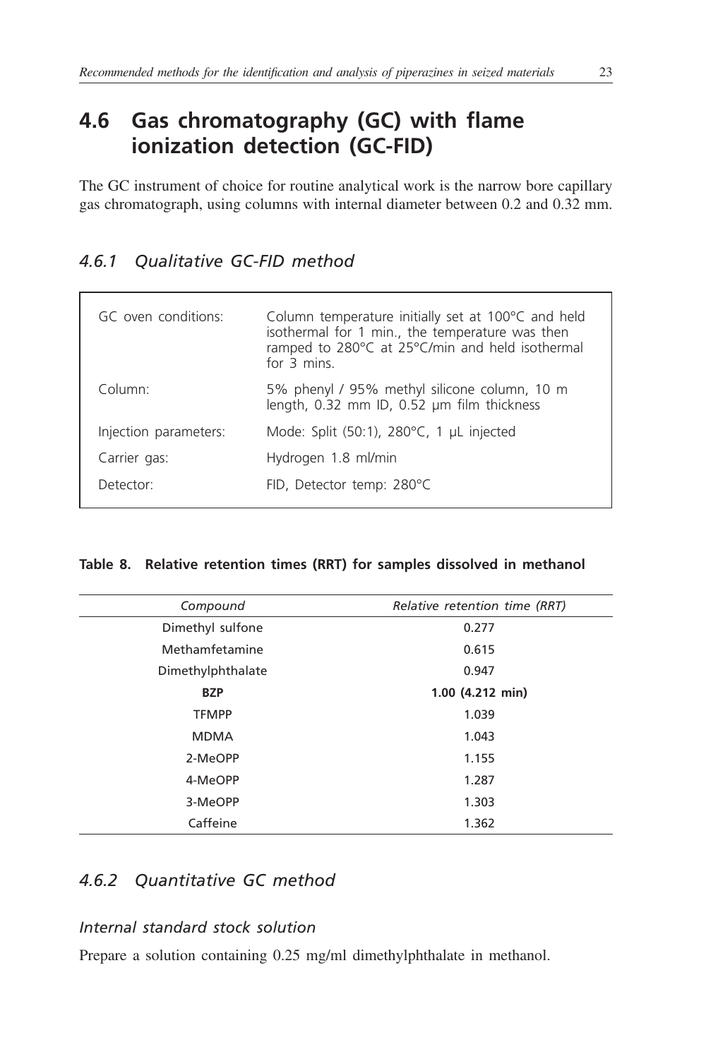## 4.6 Gas chromatography (GC) with flame ionization detection (GC-FID)

The GC instrument of choice for routine analytical work is the narrow bore capillary gas chromatograph, using columns with internal diameter between 0.2 and 0.32 mm.

### *4.6.1 Qualitative GC-FID method*

| | |
|---|---|
| GC oven conditions: | Column temperature initially set at 100°C and held isothermal for 1 min., the temperature was then ramped to 280°C at 25°C/min and held isothermal for 3 mins. |
| Column: | 5% phenyl / 95% methyl silicone column, 10 m length, 0.32 mm ID, 0.52 µm film thickness |
| Injection parameters: | Mode: Split (50:1), 280°C, 1 µL injected |
| Carrier gas: | Hydrogen 1.8 ml/min |
| Detector: | FID, Detector temp: 280°C |

**Table 8. Relative retention times (RRT) for samples dissolved in methanol**

| *Compound* | *Relative retention time (RRT)* |
|---|---|
| Dimethyl sulfone | 0.277 |
| Methamfetamine | 0.615 |
| Dimethylphthalate | 0.947 |
| **BZP** | **1.00 (4.212 min)** |
| TFMPP | 1.039 |
| MDMA | 1.043 |
| 2-MeOPP | 1.155 |
| 4-MeOPP | 1.287 |
| 3-MeOPP | 1.303 |
| Caffeine | 1.362 |

### *4.6.2 Quantitative GC method*

#### *Internal standard stock solution*

Prepare a solution containing 0.25 mg/ml dimethylphthalate in methanol.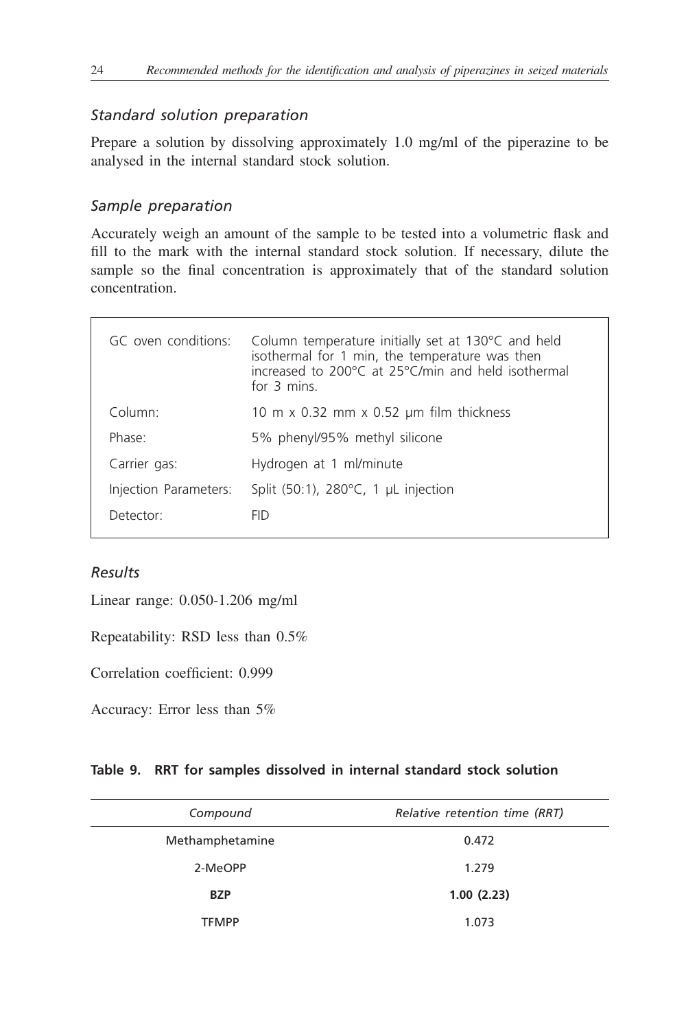### *Standard solution preparation*

Prepare a solution by dissolving approximately 1.0 mg/ml of the piperazine to be analysed in the internal standard stock solution.

### *Sample preparation*

Accurately weigh an amount of the sample to be tested into a volumetric flask and fill to the mark with the internal standard stock solution. If necessary, dilute the sample so the final concentration is approximately that of the standard solution concentration.

| | |
|---|---|
| GC oven conditions: | Column temperature initially set at 130°C and held isothermal for 1 min, the temperature was then increased to 200°C at 25°C/min and held isothermal for 3 mins. |
| Column: | 10 m x 0.32 mm x 0.52 µm film thickness |
| Phase: | 5% phenyl/95% methyl silicone |
| Carrier gas: | Hydrogen at 1 ml/minute |
| Injection Parameters: | Split (50:1), 280°C, 1 µL injection |
| Detector: | FID |

### *Results*

Linear range: 0.050-1.206 mg/ml

Repeatability: RSD less than 0.5%

Correlation coefficient: 0.999

Accuracy: Error less than 5%

**Table 9. RRT for samples dissolved in internal standard stock solution**

| *Compound* | *Relative retention time (RRT)* |
|---|---|
| Methamphetamine | 0.472 |
| 2-MeOPP | 1.279 |
| **BZP** | **1.00 (2.23)** |
| TFMPP | 1.073 |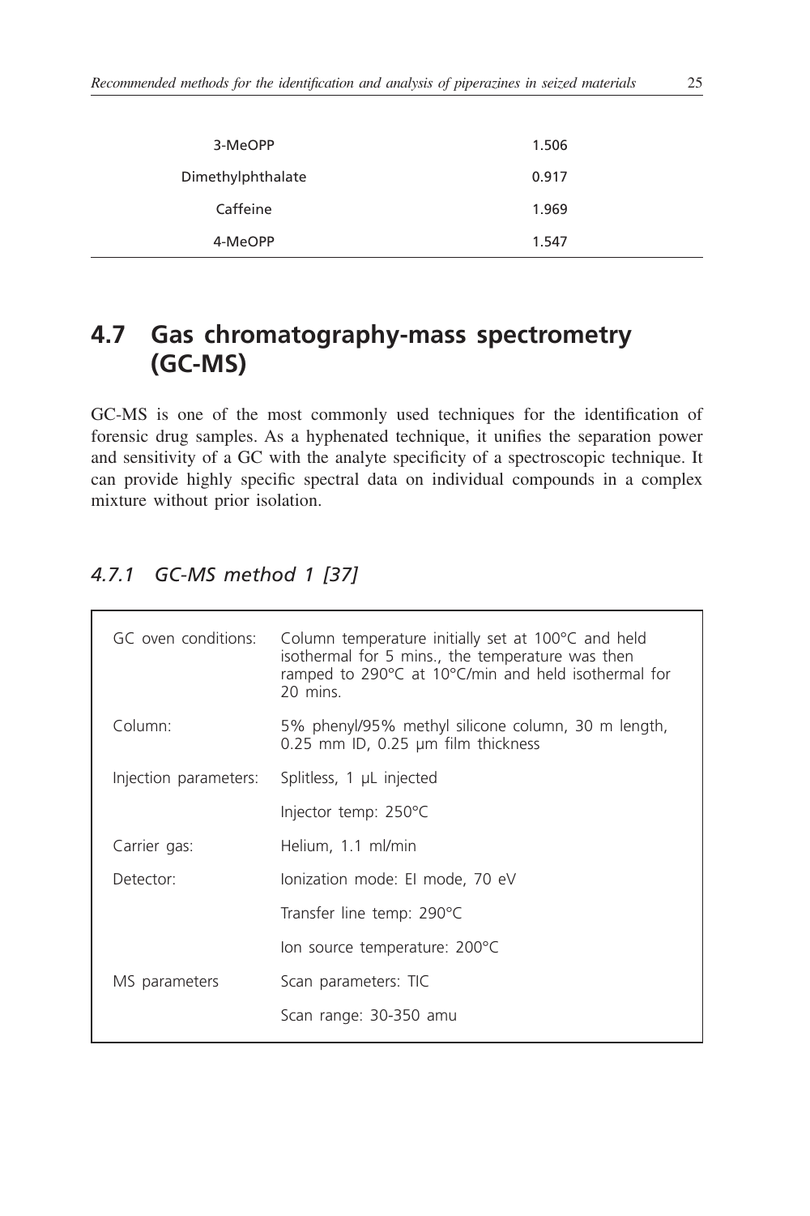| | |
|---|---|
| 3-MeOPP | 1.506 |
| Dimethylphthalate | 0.917 |
| Caffeine | 1.969 |
| 4-MeOPP | 1.547 |

## 4.7 Gas chromatography-mass spectrometry (GC-MS)

GC-MS is one of the most commonly used techniques for the identification of forensic drug samples. As a hyphenated technique, it unifies the separation power and sensitivity of a GC with the analyte specificity of a spectroscopic technique. It can provide highly specific spectral data on individual compounds in a complex mixture without prior isolation.

### *4.7.1 GC-MS method 1 [37]*

| | |
|---|---|
| GC oven conditions: | Column temperature initially set at 100°C and held isothermal for 5 mins., the temperature was then ramped to 290°C at 10°C/min and held isothermal for 20 mins. |
| Column: | 5% phenyl/95% methyl silicone column, 30 m length, 0.25 mm ID, 0.25 µm film thickness |
| Injection parameters: | Splitless, 1 µL injected |
| | Injector temp: 250°C |
| Carrier gas: | Helium, 1.1 ml/min |
| Detector: | Ionization mode: EI mode, 70 eV |
| | Transfer line temp: 290°C |
| | Ion source temperature: 200°C |
| MS parameters | Scan parameters: TIC |
| | Scan range: 30-350 amu |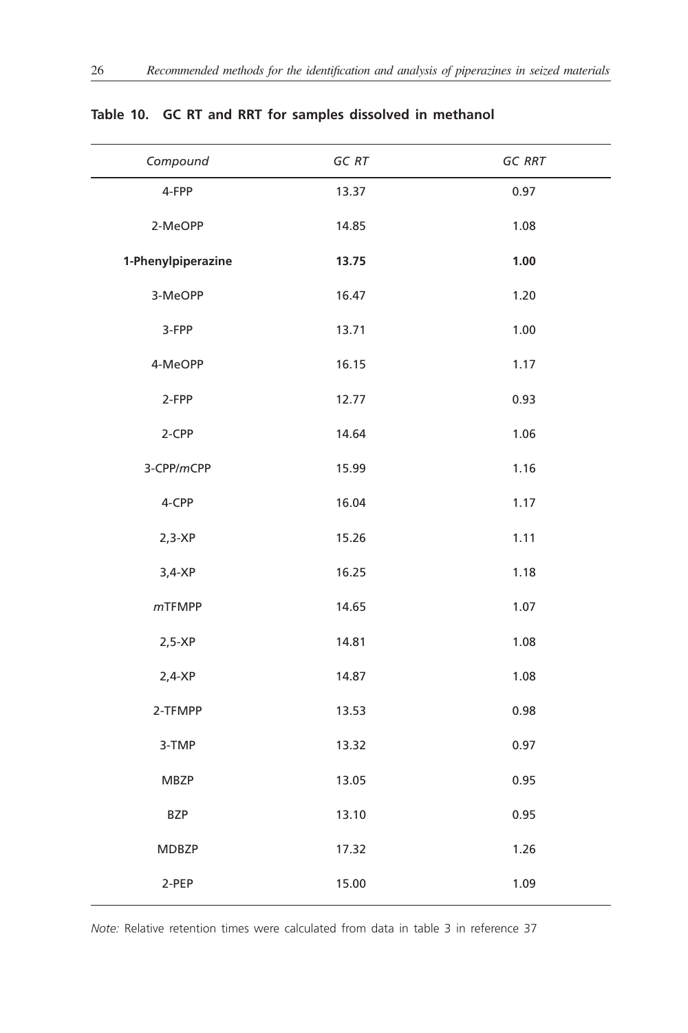**Table 10. GC RT and RRT for samples dissolved in methanol**

| *Compound* | *GC RT* | *GC RRT* |
|---|---|---|
| 4-FPP | 13.37 | 0.97 |
| 2-MeOPP | 14.85 | 1.08 |
| **1-Phenylpiperazine** | **13.75** | **1.00** |
| 3-MeOPP | 16.47 | 1.20 |
| 3-FPP | 13.71 | 1.00 |
| 4-MeOPP | 16.15 | 1.17 |
| 2-FPP | 12.77 | 0.93 |
| 2-CPP | 14.64 | 1.06 |
| 3-CPP/*m*CPP | 15.99 | 1.16 |
| 4-CPP | 16.04 | 1.17 |
| 2,3-XP | 15.26 | 1.11 |
| 3,4-XP | 16.25 | 1.18 |
| *m*TFMPP | 14.65 | 1.07 |
| 2,5-XP | 14.81 | 1.08 |
| 2,4-XP | 14.87 | 1.08 |
| 2-TFMPP | 13.53 | 0.98 |
| 3-TMP | 13.32 | 0.97 |
| MBZP | 13.05 | 0.95 |
| BZP | 13.10 | 0.95 |
| MDBZP | 17.32 | 1.26 |
| 2-PEP | 15.00 | 1.09 |

*Note:* Relative retention times were calculated from data in table 3 in reference 37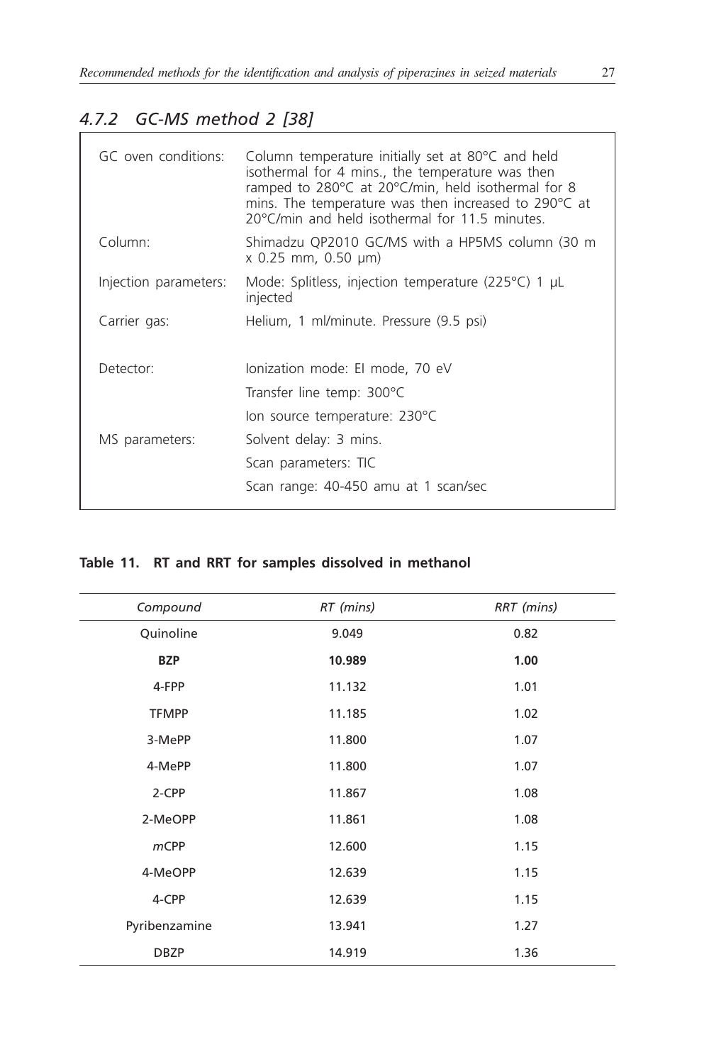## 4.7.2 GC-MS method 2 [38]

| | |
|---|---|
| GC oven conditions: | Column temperature initially set at 80°C and held isothermal for 4 mins., the temperature was then ramped to 280°C at 20°C/min, held isothermal for 8 mins. The temperature was then increased to 290°C at 20°C/min and held isothermal for 11.5 minutes. |
| Column: | Shimadzu QP2010 GC/MS with a HP5MS column (30 m x 0.25 mm, 0.50 µm) |
| Injection parameters: | Mode: Splitless, injection temperature (225°C) 1 µL injected |
| Carrier gas: | Helium, 1 ml/minute. Pressure (9.5 psi) |
| Detector: | Ionization mode: EI mode, 70 eV |
| | Transfer line temp: 300°C |
| | Ion source temperature: 230°C |
| MS parameters: | Solvent delay: 3 mins. |
| | Scan parameters: TIC |
| | Scan range: 40-450 amu at 1 scan/sec |

**Table 11. RT and RRT for samples dissolved in methanol**

| *Compound* | *RT (mins)* | *RRT (mins)* |
|---|---|---|
| Quinoline | 9.049 | 0.82 |
| **BZP** | **10.989** | **1.00** |
| 4-FPP | 11.132 | 1.01 |
| TFMPP | 11.185 | 1.02 |
| 3-MePP | 11.800 | 1.07 |
| 4-MePP | 11.800 | 1.07 |
| 2-CPP | 11.867 | 1.08 |
| 2-MeOPP | 11.861 | 1.08 |
| *m*CPP | 12.600 | 1.15 |
| 4-MeOPP | 12.639 | 1.15 |
| 4-CPP | 12.639 | 1.15 |
| Pyribenzamine | 13.941 | 1.27 |
| DBZP | 14.919 | 1.36 |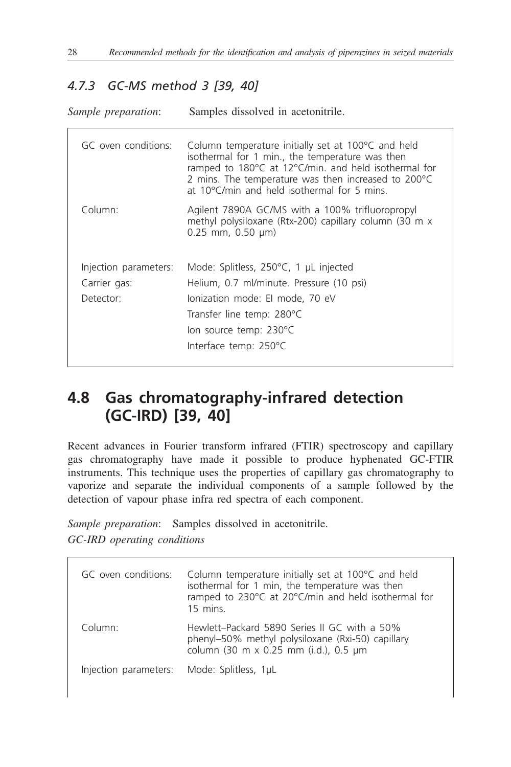### 4.7.3 GC-MS method 3 [39, 40]

*Sample preparation*: Samples dissolved in acetonitrile.

| | |
|---|---|
| GC oven conditions: | Column temperature initially set at 100°C and held isothermal for 1 min., the temperature was then ramped to 180°C at 12°C/min. and held isothermal for 2 mins. The temperature was then increased to 200°C at 10°C/min and held isothermal for 5 mins. |
| Column: | Agilent 7890A GC/MS with a 100% trifluoropropyl methyl polysiloxane (Rtx-200) capillary column (30 m x 0.25 mm, 0.50 µm) |
| Injection parameters: | Mode: Splitless, 250°C, 1 µL injected |
| Carrier gas: | Helium, 0.7 ml/minute. Pressure (10 psi) |
| Detector: | Ionization mode: EI mode, 70 eV |
| | Transfer line temp: 280°C |
| | Ion source temp: 230°C |
| | Interface temp: 250°C |

## 4.8 Gas chromatography-infrared detection (GC-IRD) [39, 40]

Recent advances in Fourier transform infrared (FTIR) spectroscopy and capillary gas chromatography have made it possible to produce hyphenated GC-FTIR instruments. This technique uses the properties of capillary gas chromatography to vaporize and separate the individual components of a sample followed by the detection of vapour phase infra red spectra of each component.

*Sample preparation*: Samples dissolved in acetonitrile.

*GC-IRD operating conditions*

| | |
|---|---|
| GC oven conditions: | Column temperature initially set at 100°C and held isothermal for 1 min, the temperature was then ramped to 230°C at 20°C/min and held isothermal for 15 mins. |
| Column: | Hewlett–Packard 5890 Series II GC with a 50% phenyl–50% methyl polysiloxane (Rxi-50) capillary column (30 m x 0.25 mm (i.d.), 0.5 µm |
| Injection parameters: | Mode: Splitless, 1µL |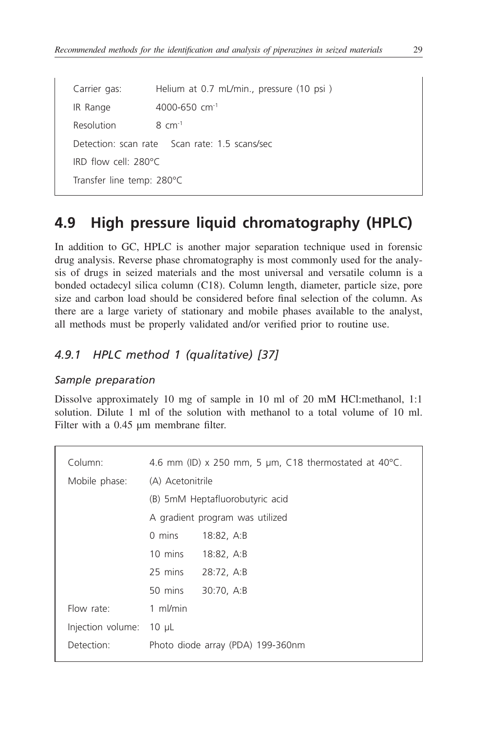| | |
|---|---|
| Carrier gas: | Helium at 0.7 mL/min., pressure (10 psi ) |
| IR Range | 4000-650 $cm^{-1}$ |
| Resolution | 8 $cm^{-1}$ |
| Detection: scan rate | Scan rate: 1.5 scans/sec |
| IRD flow cell: 280°C | |
| Transfer line temp: 280°C | |

## 4.9 High pressure liquid chromatography (HPLC)

In addition to GC, HPLC is another major separation technique used in forensic drug analysis. Reverse phase chromatography is most commonly used for the analysis of drugs in seized materials and the most universal and versatile column is a bonded octadecyl silica column (C18). Column length, diameter, particle size, pore size and carbon load should be considered before final selection of the column. As there are a large variety of stationary and mobile phases available to the analyst, all methods must be properly validated and/or verified prior to routine use.

### *4.9.1 HPLC method 1 (qualitative) [37]*

#### *Sample preparation*

Dissolve approximately 10 mg of sample in 10 ml of 20 mM HCl:methanol, 1:1 solution. Dilute 1 ml of the solution with methanol to a total volume of 10 ml. Filter with a 0.45 µm membrane filter.

| | | |
|---|---|---|
| Column: | 4.6 mm (ID) x 250 mm, 5 µm, C18 thermostated at 40°C. | |
| Mobile phase: | (A) Acetonitrile | |
| | (B) 5mM Heptafluorobutyric acid | |
| | A gradient program was utilized | |
| | 0 mins | 18:82, A:B |
| | 10 mins | 18:82, A:B |
| | 25 mins | 28:72, A:B |
| | 50 mins | 30:70, A:B |
| Flow rate: | 1 ml/min | |
| Injection volume: | 10 µL | |
| Detection: | Photo diode array (PDA) 199-360nm | |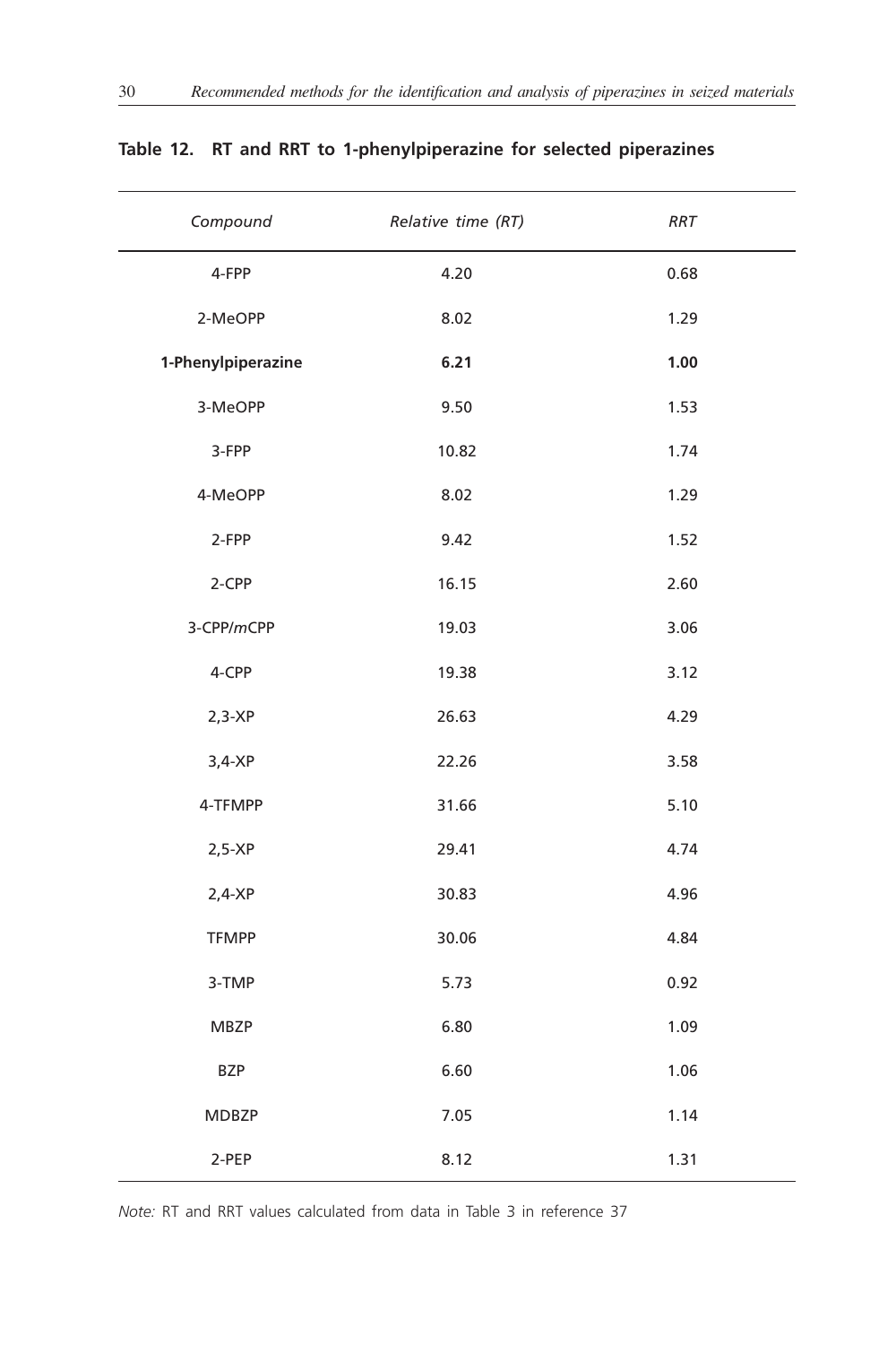**Table 12. RT and RRT to 1-phenylpiperazine for selected piperazines**

| *Compound* | *Relative time (RT)* | *RRT* |
|---|---|---|
| 4-FPP | 4.20 | 0.68 |
| 2-MeOPP | 8.02 | 1.29 |
| **1-Phenylpiperazine** | **6.21** | **1.00** |
| 3-MeOPP | 9.50 | 1.53 |
| 3-FPP | 10.82 | 1.74 |
| 4-MeOPP | 8.02 | 1.29 |
| 2-FPP | 9.42 | 1.52 |
| 2-CPP | 16.15 | 2.60 |
| 3-CPP/*m*CPP | 19.03 | 3.06 |
| 4-CPP | 19.38 | 3.12 |
| 2,3-XP | 26.63 | 4.29 |
| 3,4-XP | 22.26 | 3.58 |
| 4-TFMPP | 31.66 | 5.10 |
| 2,5-XP | 29.41 | 4.74 |
| 2,4-XP | 30.83 | 4.96 |
| TFMPP | 30.06 | 4.84 |
| 3-TMP | 5.73 | 0.92 |
| MBZP | 6.80 | 1.09 |
| BZP | 6.60 | 1.06 |
| MDBZP | 7.05 | 1.14 |
| 2-PEP | 8.12 | 1.31 |

*Note:* RT and RRT values calculated from data in Table 3 in reference 37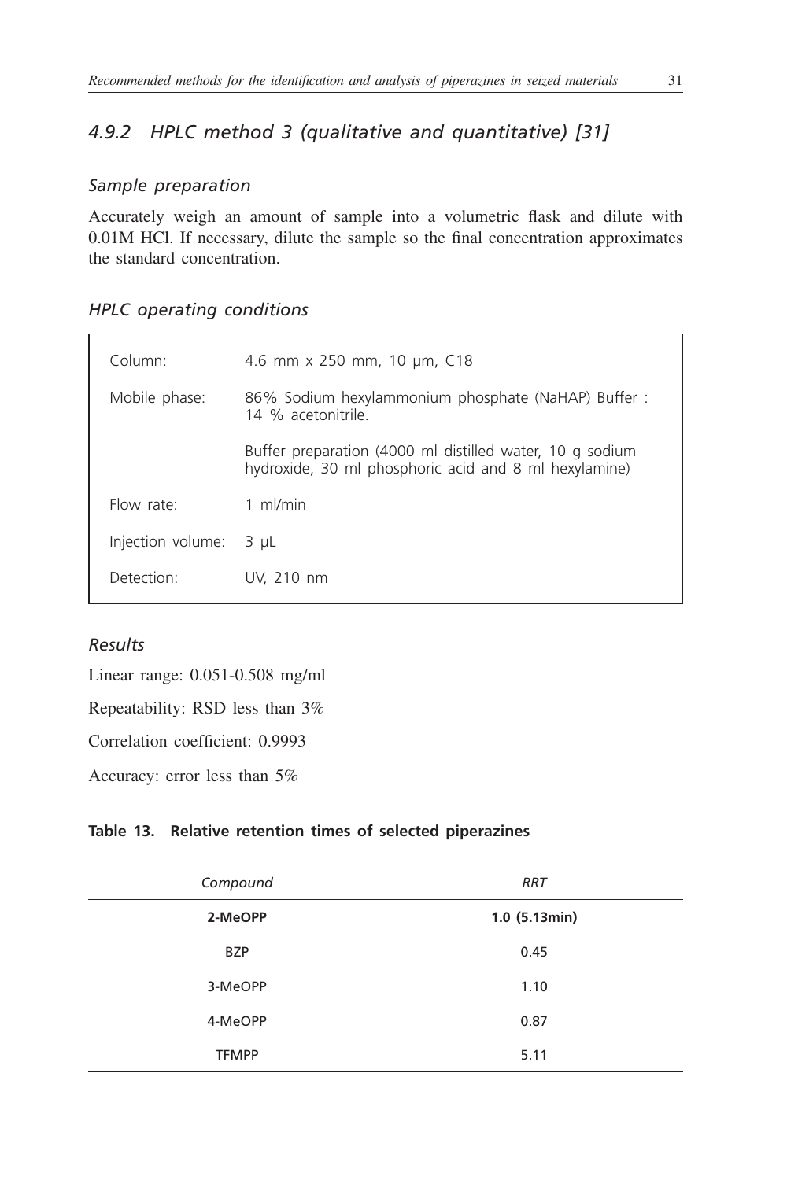### *4.9.2 HPLC method 3 (qualitative and quantitative) [31]*

#### *Sample preparation*

Accurately weigh an amount of sample into a volumetric flask and dilute with 0.01M HCl. If necessary, dilute the sample so the final concentration approximates the standard concentration.

#### *HPLC operating conditions*

| | |
|---|---|
| Column: | 4.6 mm x 250 mm, 10 µm, C18 |
| Mobile phase: | 86% Sodium hexylammonium phosphate (NaHAP) Buffer : 14 % acetonitrile. |
| | Buffer preparation (4000 ml distilled water, 10 g sodium hydroxide, 30 ml phosphoric acid and 8 ml hexylamine) |
| Flow rate: | 1 ml/min |
| Injection volume: | 3 µL |
| Detection: | UV, 210 nm |

#### *Results*

Linear range: 0.051-0.508 mg/ml

Repeatability: RSD less than 3%

Correlation coefficient: 0.9993

Accuracy: error less than 5%

**Table 13. Relative retention times of selected piperazines**

| *Compound* | *RRT* |
|---|---|
| **2-MeOPP** | **1.0 (5.13min)** |
| BZP | 0.45 |
| 3-MeOPP | 1.10 |
| 4-MeOPP | 0.87 |
| TFMPP | 5.11 |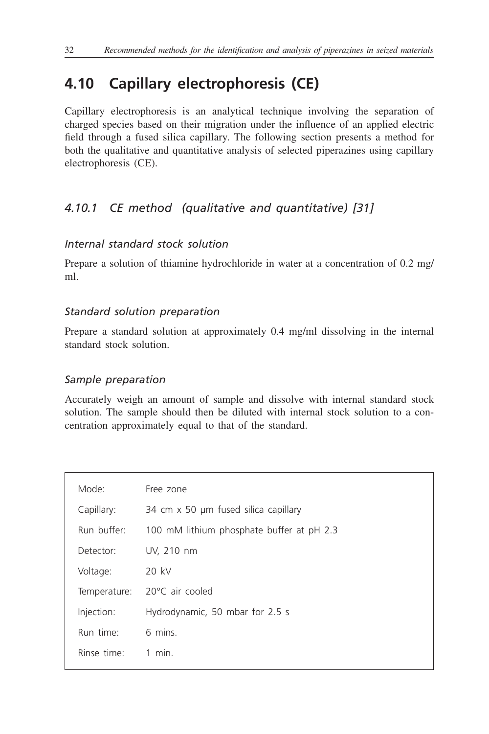## 4.10 Capillary electrophoresis (CE)

Capillary electrophoresis is an analytical technique involving the separation of charged species based on their migration under the influence of an applied electric field through a fused silica capillary. The following section presents a method for both the qualitative and quantitative analysis of selected piperazines using capillary electrophoresis (CE).

### *4.10.1 CE method (qualitative and quantitative) [31]*

#### *Internal standard stock solution*

Prepare a solution of thiamine hydrochloride in water at a concentration of 0.2 mg/ml.

#### *Standard solution preparation*

Prepare a standard solution at approximately 0.4 mg/ml dissolving in the internal standard stock solution.

#### *Sample preparation*

Accurately weigh an amount of sample and dissolve with internal standard stock solution. The sample should then be diluted with internal stock solution to a concentration approximately equal to that of the standard.

| | |
|---|---|
| Mode: | Free zone |
| Capillary: | 34 cm x 50 µm fused silica capillary |
| Run buffer: | 100 mM lithium phosphate buffer at pH 2.3 |
| Detector: | UV, 210 nm |
| Voltage: | 20 kV |
| Temperature: | 20°C air cooled |
| Injection: | Hydrodynamic, 50 mbar for 2.5 s |
| Run time: | 6 mins. |
| Rinse time: | 1 min. |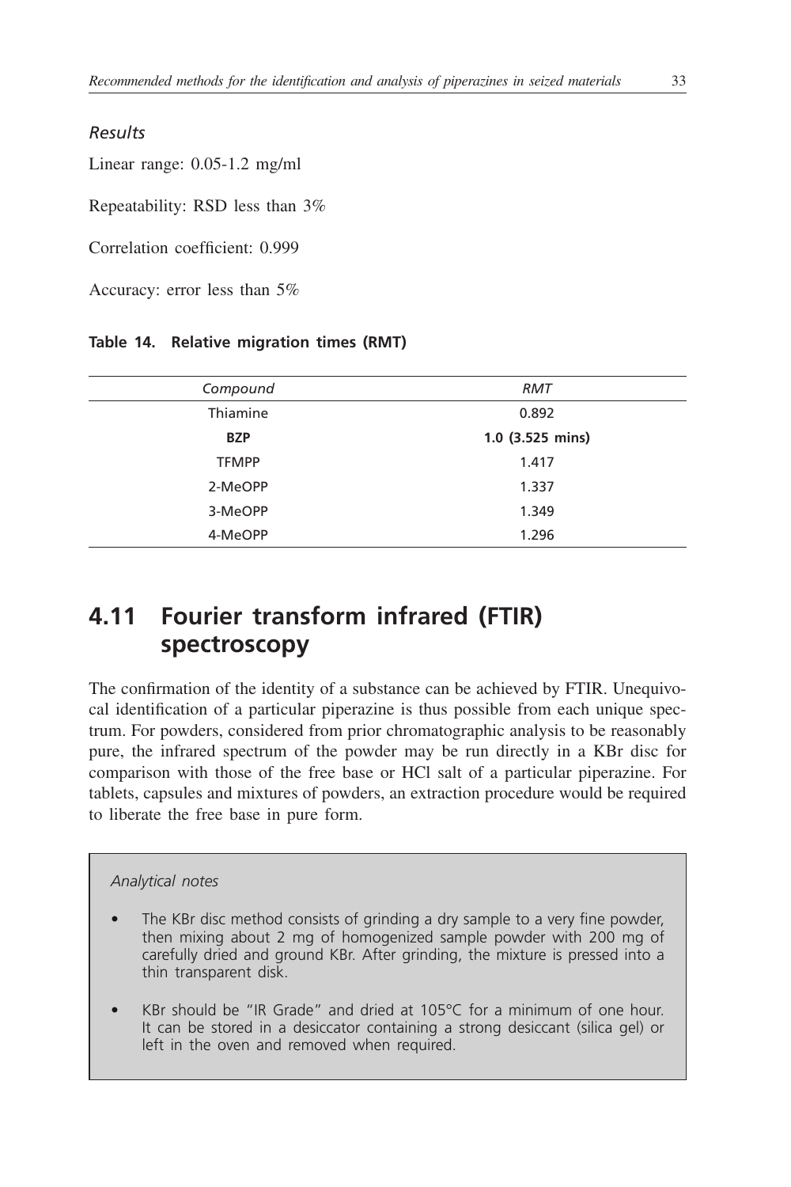*Results*

Linear range: 0.05-1.2 mg/ml

Repeatability: RSD less than 3%

Correlation coefficient: 0.999

Accuracy: error less than 5%

**Table 14. Relative migration times (RMT)**

| *Compound* | *RMT* |
|---|---|
| Thiamine | 0.892 |
| **BZP** | **1.0 (3.525 mins)** |
| TFMPP | 1.417 |
| 2-MeOPP | 1.337 |
| 3-MeOPP | 1.349 |
| 4-MeOPP | 1.296 |

## 4.11 Fourier transform infrared (FTIR) spectroscopy

The confirmation of the identity of a substance can be achieved by FTIR. Unequivocal identification of a particular piperazine is thus possible from each unique spectrum. For powders, considered from prior chromatographic analysis to be reasonably pure, the infrared spectrum of the powder may be run directly in a KBr disc for comparison with those of the free base or HCl salt of a particular piperazine. For tablets, capsules and mixtures of powders, an extraction procedure would be required to liberate the free base in pure form.

*Analytical notes*

- The KBr disc method consists of grinding a dry sample to a very fine powder, then mixing about 2 mg of homogenized sample powder with 200 mg of carefully dried and ground KBr. After grinding, the mixture is pressed into a thin transparent disk.
- KBr should be "IR Grade" and dried at 105°C for a minimum of one hour. It can be stored in a desiccator containing a strong desiccant (silica gel) or left in the oven and removed when required.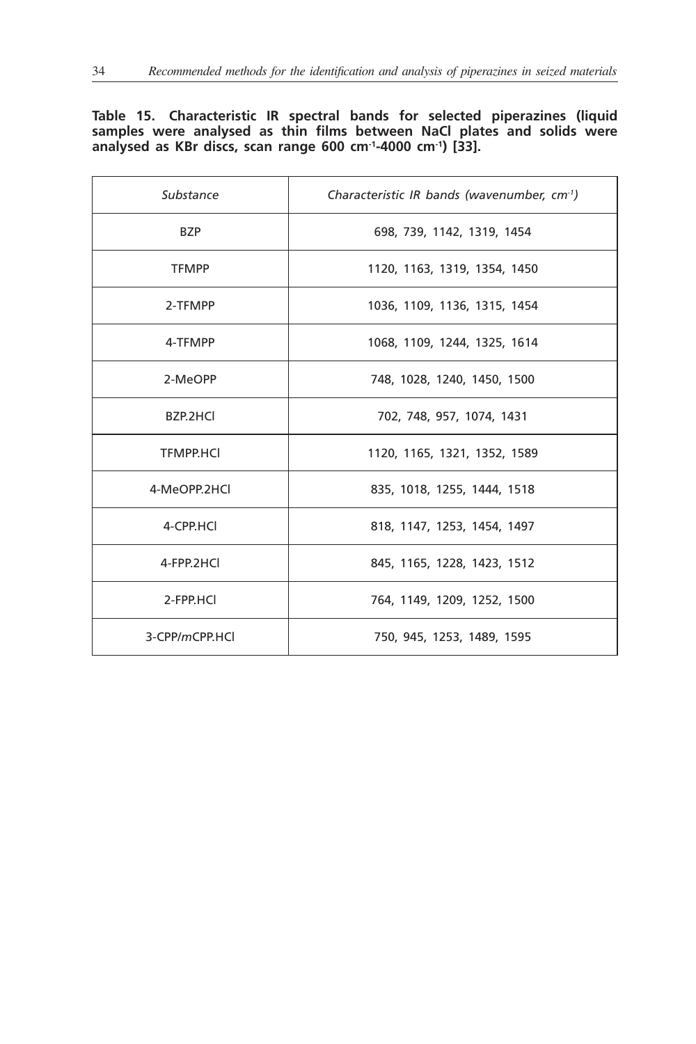**Table 15. Characteristic IR spectral bands for selected piperazines (liquid samples were analysed as thin films between NaCl plates and solids were analysed as KBr discs, scan range 600 cm$^{-1}$-4000 cm$^{-1}$) [33].**

| *Substance* | *Characteristic IR bands (wavenumber, cm$^{-1}$)* |
|---|---|
| BZP | 698, 739, 1142, 1319, 1454 |
| TFMPP | 1120, 1163, 1319, 1354, 1450 |
| 2-TFMPP | 1036, 1109, 1136, 1315, 1454 |
| 4-TFMPP | 1068, 1109, 1244, 1325, 1614 |
| 2-MeOPP | 748, 1028, 1240, 1450, 1500 |
| BZP.2HCl | 702, 748, 957, 1074, 1431 |
| TFMPP.HCl | 1120, 1165, 1321, 1352, 1589 |
| 4-MeOPP.2HCl | 835, 1018, 1255, 1444, 1518 |
| 4-CPP.HCl | 818, 1147, 1253, 1454, 1497 |
| 4-FPP.2HCl | 845, 1165, 1228, 1423, 1512 |
| 2-FPP.HCl | 764, 1149, 1209, 1252, 1500 |
| 3-CPP/*m*CPP.HCl | 750, 945, 1253, 1489, 1595 |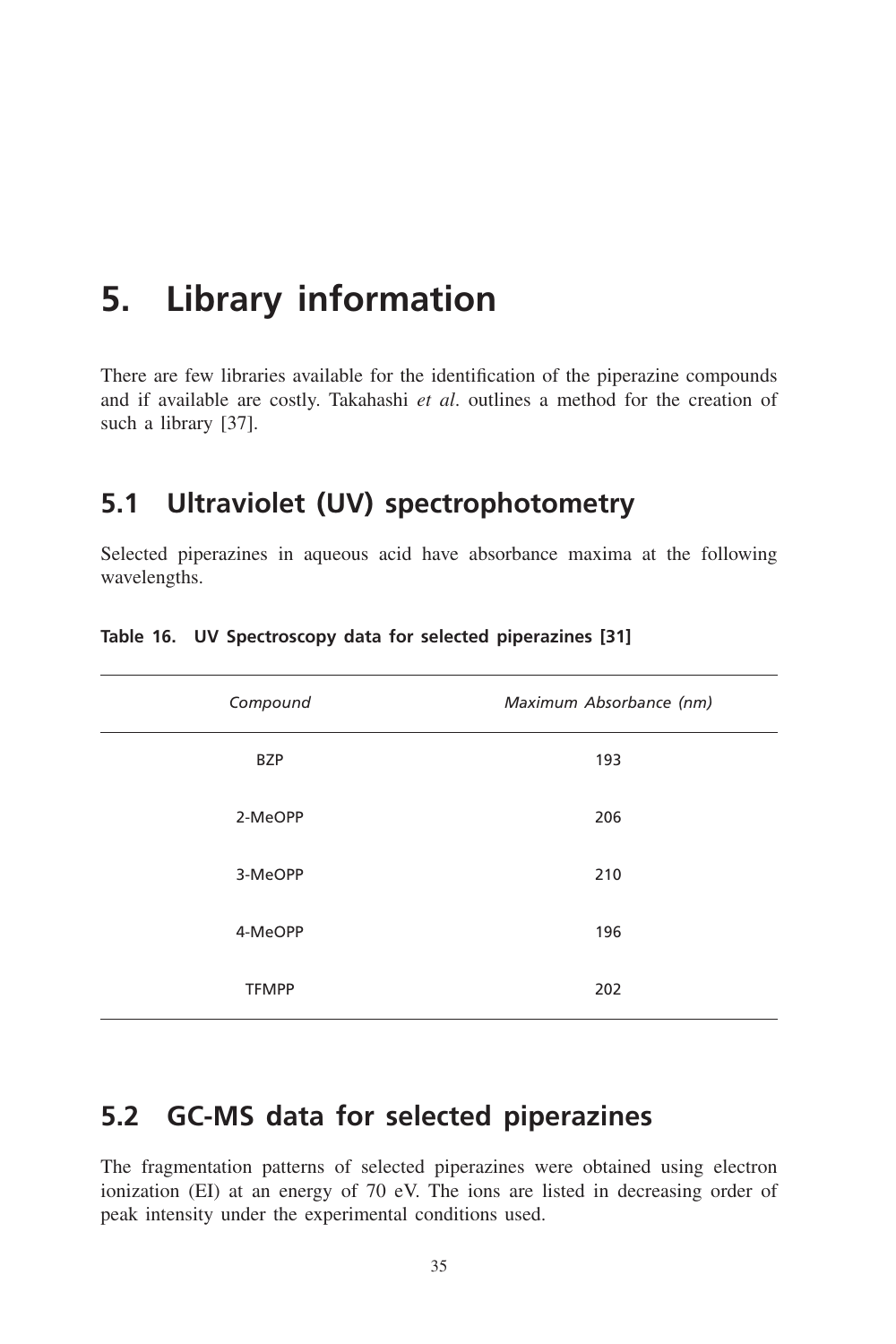# 5. Library information

There are few libraries available for the identification of the piperazine compounds and if available are costly. Takahashi *et al*. outlines a method for the creation of such a library [37].

## 5.1 Ultraviolet (UV) spectrophotometry

Selected piperazines in aqueous acid have absorbance maxima at the following wavelengths.

**Table 16. UV Spectroscopy data for selected piperazines [31]**

| *Compound* | *Maximum Absorbance (nm)* |
|---|---|
| BZP | 193 |
| 2-MeOPP | 206 |
| 3-MeOPP | 210 |
| 4-MeOPP | 196 |
| TFMPP | 202 |

## 5.2 GC-MS data for selected piperazines

The fragmentation patterns of selected piperazines were obtained using electron ionization (EI) at an energy of 70 eV. The ions are listed in decreasing order of peak intensity under the experimental conditions used.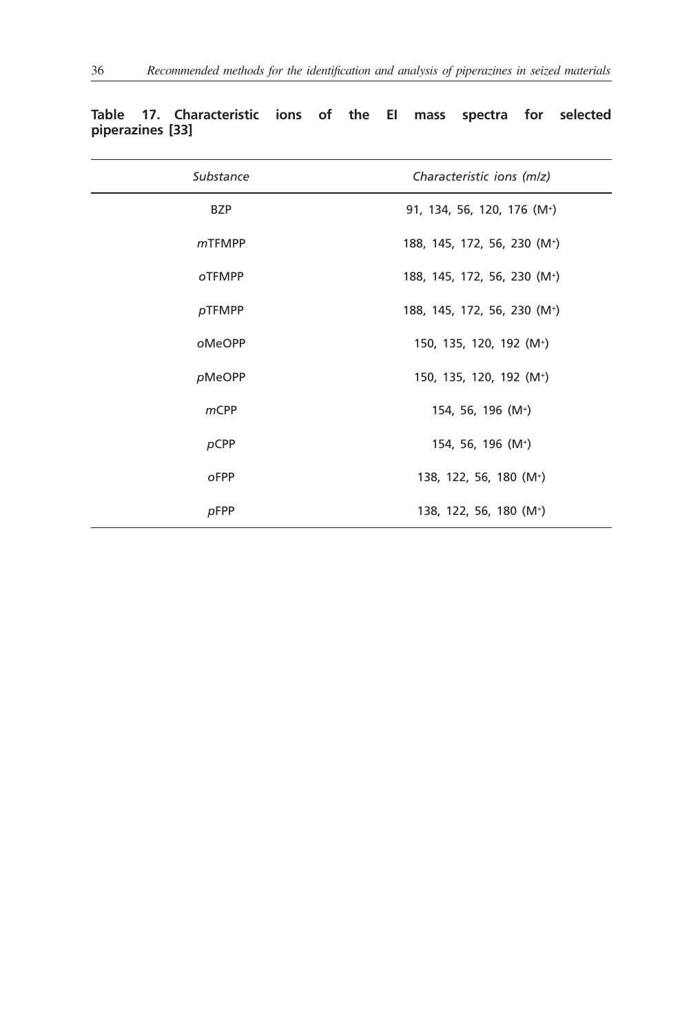**Table 17. Characteristic ions of the EI mass spectra for selected piperazines [33]**

| *Substance* | *Characteristic ions (m/z)* |
|---|---|
| BZP | 91, 134, 56, 120, 176 ($M^+$) |
| *m*TFMPP | 188, 145, 172, 56, 230 ($M^+$) |
| *o*TFMPP | 188, 145, 172, 56, 230 ($M^+$) |
| *p*TFMPP | 188, 145, 172, 56, 230 ($M^+$) |
| *o*MeOPP | 150, 135, 120, 192 ($M^+$) |
| *p*MeOPP | 150, 135, 120, 192 ($M^+$) |
| *m*CPP | 154, 56, 196 ($M^+$) |
| *p*CPP | 154, 56, 196 ($M^+$) |
| *o*FPP | 138, 122, 56, 180 ($M^+$) |
| *p*FPP | 138, 122, 56, 180 ($M^+$) |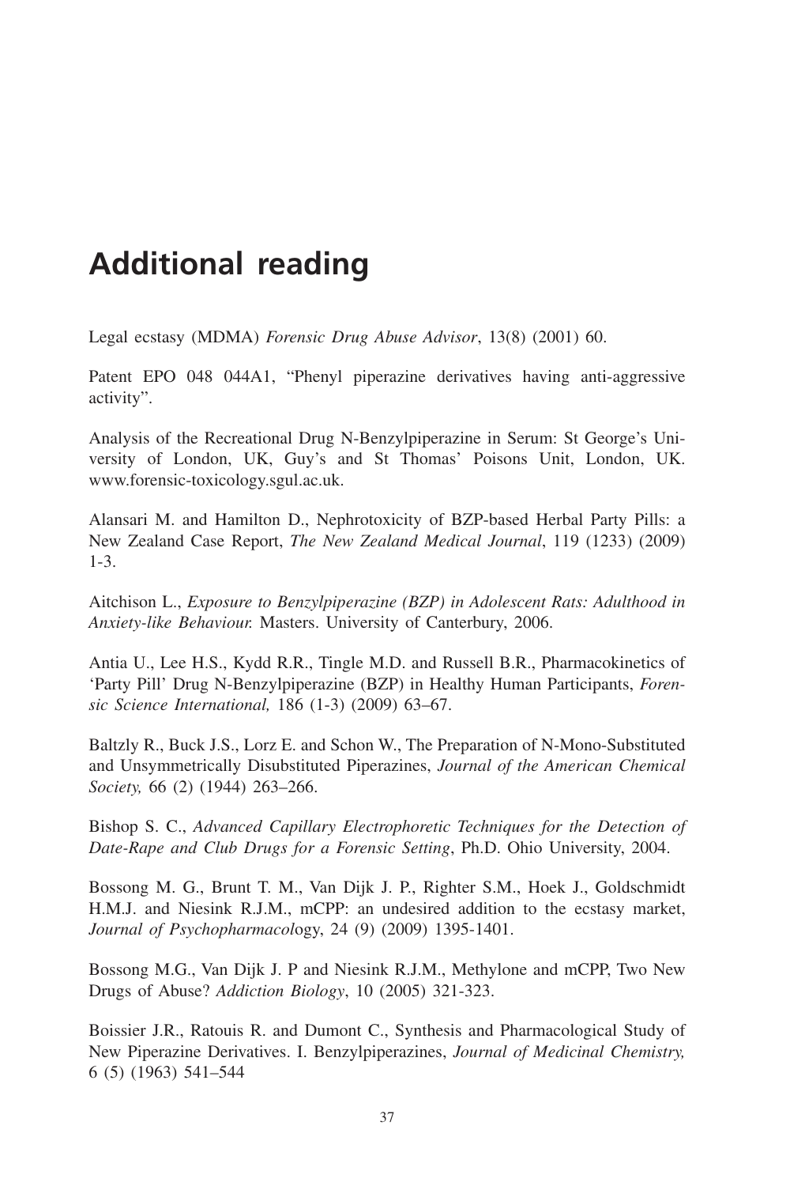# Additional reading

Legal ecstasy (MDMA) *Forensic Drug Abuse Advisor*, 13(8) (2001) 60.

Patent EPO 048 044A1, "Phenyl piperazine derivatives having anti-aggressive activity".

Analysis of the Recreational Drug N-Benzylpiperazine in Serum: St George's University of London, UK, Guy's and St Thomas' Poisons Unit, London, UK. www.forensic-toxicology.sgul.ac.uk.

Alansari M. and Hamilton D., Nephrotoxicity of BZP-based Herbal Party Pills: a New Zealand Case Report, *The New Zealand Medical Journal*, 119 (1233) (2009) 1-3.

Aitchison L., *Exposure to Benzylpiperazine (BZP) in Adolescent Rats: Adulthood in Anxiety-like Behaviour.* Masters. University of Canterbury, 2006.

Antia U., Lee H.S., Kydd R.R., Tingle M.D. and Russell B.R., Pharmacokinetics of 'Party Pill' Drug N-Benzylpiperazine (BZP) in Healthy Human Participants, *Forensic Science International,* 186 (1-3) (2009) 63–67.

Baltzly R., Buck J.S., Lorz E. and Schon W., The Preparation of N-Mono-Substituted and Unsymmetrically Disubstituted Piperazines, *Journal of the American Chemical Society,* 66 (2) (1944) 263–266.

Bishop S. C., *Advanced Capillary Electrophoretic Techniques for the Detection of Date-Rape and Club Drugs for a Forensic Setting*, Ph.D. Ohio University, 2004.

Bossong M. G., Brunt T. M., Van Dijk J. P., Righter S.M., Hoek J., Goldschmidt H.M.J. and Niesink R.J.M., mCPP: an undesired addition to the ecstasy market, *Journal of Psychopharmacology*, 24 (9) (2009) 1395-1401.

Bossong M.G., Van Dijk J. P and Niesink R.J.M., Methylone and mCPP, Two New Drugs of Abuse? *Addiction Biology*, 10 (2005) 321-323.

Boissier J.R., Ratouis R. and Dumont C., Synthesis and Pharmacological Study of New Piperazine Derivatives. I. Benzylpiperazines, *Journal of Medicinal Chemistry,* 6 (5) (1963) 541–544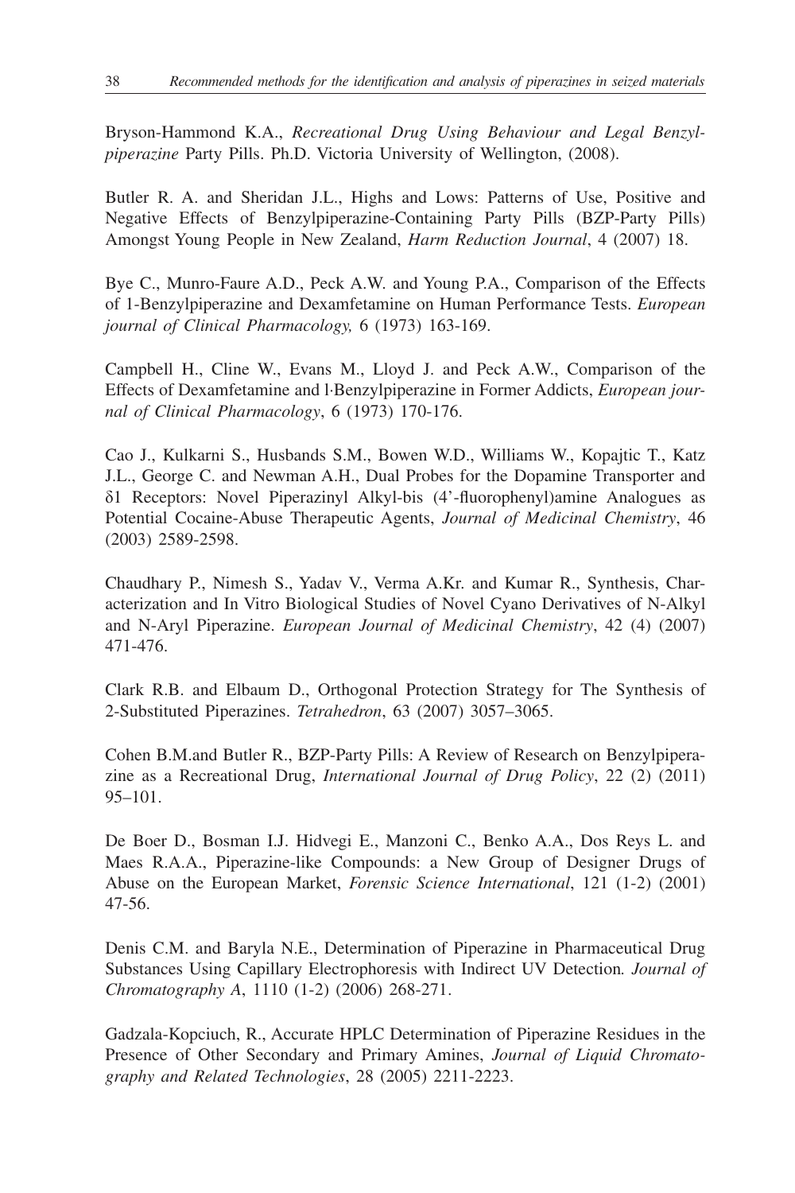Bryson-Hammond K.A., *Recreational Drug Using Behaviour and Legal Benzylpiperazine* Party Pills. Ph.D. Victoria University of Wellington, (2008).

Butler R. A. and Sheridan J.L., Highs and Lows: Patterns of Use, Positive and Negative Effects of Benzylpiperazine-Containing Party Pills (BZP-Party Pills) Amongst Young People in New Zealand, *Harm Reduction Journal*, 4 (2007) 18.

Bye C., Munro-Faure A.D., Peck A.W. and Young P.A., Comparison of the Effects of 1-Benzylpiperazine and Dexamfetamine on Human Performance Tests. *European journal of Clinical Pharmacology,* 6 (1973) 163-169.

Campbell H., Cline W., Evans M., Lloyd J. and Peck A.W., Comparison of the Effects of Dexamfetamine and l·Benzylpiperazine in Former Addicts, *European journal of Clinical Pharmacology*, 6 (1973) 170-176.

Cao J., Kulkarni S., Husbands S.M., Bowen W.D., Williams W., Kopajtic T., Katz J.L., George C. and Newman A.H., Dual Probes for the Dopamine Transporter and δ1 Receptors: Novel Piperazinyl Alkyl-bis (4'-fluorophenyl)amine Analogues as Potential Cocaine-Abuse Therapeutic Agents, *Journal of Medicinal Chemistry*, 46 (2003) 2589-2598.

Chaudhary P., Nimesh S., Yadav V., Verma A.Kr. and Kumar R., Synthesis, Characterization and In Vitro Biological Studies of Novel Cyano Derivatives of N-Alkyl and N-Aryl Piperazine. *European Journal of Medicinal Chemistry*, 42 (4) (2007) 471-476.

Clark R.B. and Elbaum D., Orthogonal Protection Strategy for The Synthesis of 2-Substituted Piperazines. *Tetrahedron*, 63 (2007) 3057–3065.

Cohen B.M.and Butler R., BZP-Party Pills: A Review of Research on Benzylpiperazine as a Recreational Drug, *International Journal of Drug Policy*, 22 (2) (2011) 95–101.

De Boer D., Bosman I.J. Hidvegi E., Manzoni C., Benko A.A., Dos Reys L. and Maes R.A.A., Piperazine-like Compounds: a New Group of Designer Drugs of Abuse on the European Market, *Forensic Science International*, 121 (1-2) (2001) 47-56.

Denis C.M. and Baryla N.E., Determination of Piperazine in Pharmaceutical Drug Substances Using Capillary Electrophoresis with Indirect UV Detection*. Journal of Chromatography A*, 1110 (1-2) (2006) 268-271.

Gadzala-Kopciuch, R., Accurate HPLC Determination of Piperazine Residues in the Presence of Other Secondary and Primary Amines, *Journal of Liquid Chromatography and Related Technologies*, 28 (2005) 2211-2223.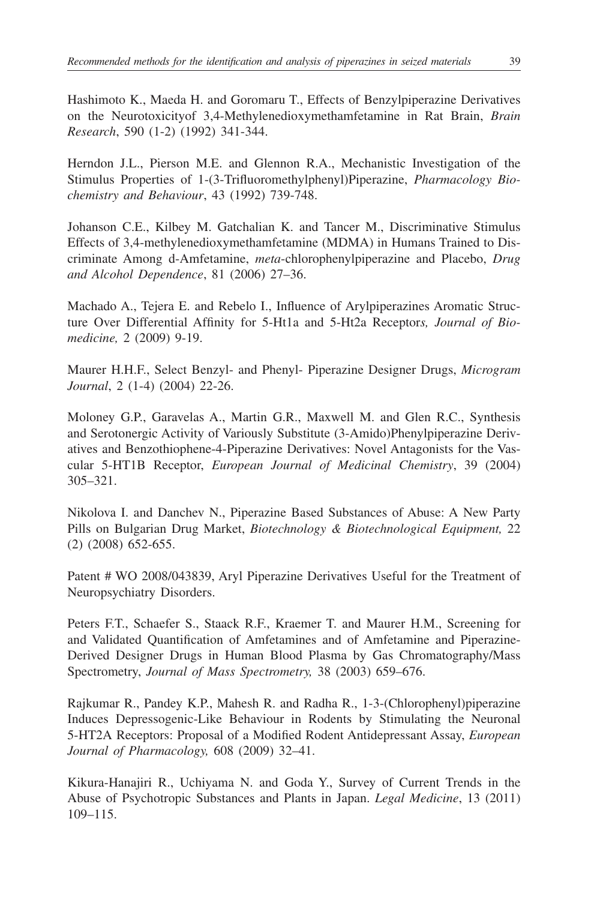Hashimoto K., Maeda H. and Goromaru T., Effects of Benzylpiperazine Derivatives on the Neurotoxicityof 3,4-Methylenedioxymethamfetamine in Rat Brain, *Brain Research*, 590 (1-2) (1992) 341-344.

Herndon J.L., Pierson M.E. and Glennon R.A., Mechanistic Investigation of the Stimulus Properties of 1-(3-Trifluoromethylphenyl)Piperazine, *Pharmacology Biochemistry and Behaviour*, 43 (1992) 739-748.

Johanson C.E., Kilbey M. Gatchalian K. and Tancer M., Discriminative Stimulus Effects of 3,4-methylenedioxymethamfetamine (MDMA) in Humans Trained to Discriminate Among d-Amfetamine, *meta*-chlorophenylpiperazine and Placebo, *Drug and Alcohol Dependence*, 81 (2006) 27–36.

Machado A., Tejera E. and Rebelo I., Influence of Arylpiperazines Aromatic Structure Over Differential Affinity for 5-Ht1a and 5-Ht2a Receptor*s, Journal of Biomedicine,* 2 (2009) 9-19.

Maurer H.H.F., Select Benzyl- and Phenyl- Piperazine Designer Drugs, *Microgram Journal*, 2 (1-4) (2004) 22-26.

Moloney G.P., Garavelas A., Martin G.R., Maxwell M. and Glen R.C., Synthesis and Serotonergic Activity of Variously Substitute (3-Amido)Phenylpiperazine Derivatives and Benzothiophene-4-Piperazine Derivatives: Novel Antagonists for the Vascular 5-HT1B Receptor, *European Journal of Medicinal Chemistry*, 39 (2004) 305–321.

Nikolova I. and Danchev N., Piperazine Based Substances of Abuse: A New Party Pills on Bulgarian Drug Market, *Biotechnology & Biotechnological Equipment,* 22 (2) (2008) 652-655.

Patent # WO 2008/043839, Aryl Piperazine Derivatives Useful for the Treatment of Neuropsychiatry Disorders.

Peters F.T., Schaefer S., Staack R.F., Kraemer T. and Maurer H.M., Screening for and Validated Quantification of Amfetamines and of Amfetamine and Piperazine-Derived Designer Drugs in Human Blood Plasma by Gas Chromatography/Mass Spectrometry, *Journal of Mass Spectrometry,* 38 (2003) 659–676.

Rajkumar R., Pandey K.P., Mahesh R. and Radha R., 1-3-(Chlorophenyl)piperazine Induces Depressogenic-Like Behaviour in Rodents by Stimulating the Neuronal 5-HT2A Receptors: Proposal of a Modified Rodent Antidepressant Assay, *European Journal of Pharmacology,* 608 (2009) 32–41.

Kikura-Hanajiri R., Uchiyama N. and Goda Y., Survey of Current Trends in the Abuse of Psychotropic Substances and Plants in Japan. *Legal Medicine*, 13 (2011) 109–115.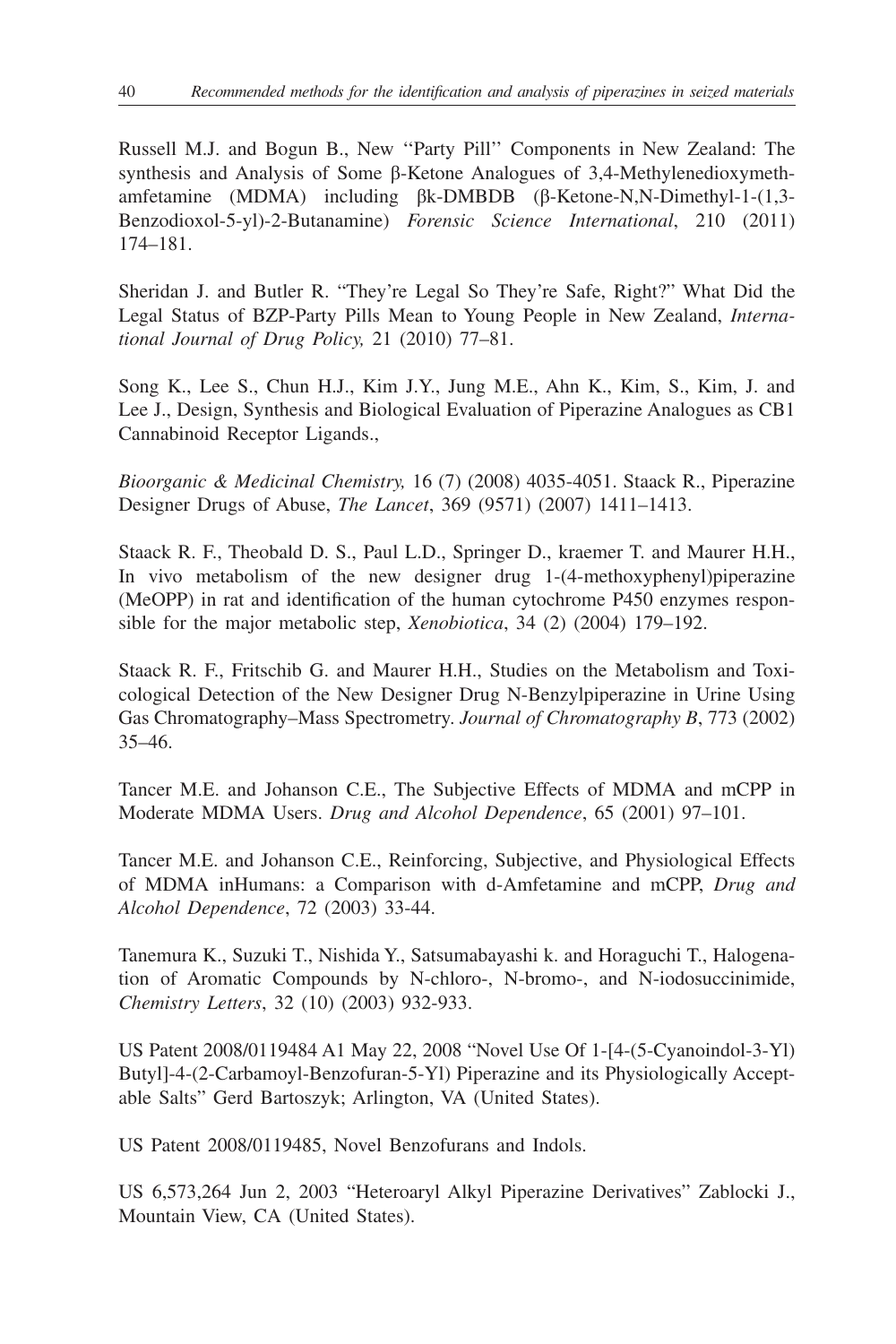Russell M.J. and Bogun B., New ''Party Pill'' Components in New Zealand: The synthesis and Analysis of Some β-Ketone Analogues of 3,4-Methylenedioxymethamfetamine (MDMA) including βk-DMBDB (β-Ketone-N,N-Dimethyl-1-(1,3-Benzodioxol-5-yl)-2-Butanamine) *Forensic Science International*, 210 (2011) 174–181.

Sheridan J. and Butler R. "They're Legal So They're Safe, Right?" What Did the Legal Status of BZP-Party Pills Mean to Young People in New Zealand, *International Journal of Drug Policy,* 21 (2010) 77–81.

Song K., Lee S., Chun H.J., Kim J.Y., Jung M.E., Ahn K., Kim, S., Kim, J. and Lee J., Design, Synthesis and Biological Evaluation of Piperazine Analogues as CB1 Cannabinoid Receptor Ligands.,

*Bioorganic & Medicinal Chemistry,* 16 (7) (2008) 4035-4051. Staack R., Piperazine Designer Drugs of Abuse, *The Lancet*, 369 (9571) (2007) 1411–1413.

Staack R. F., Theobald D. S., Paul L.D., Springer D., kraemer T. and Maurer H.H., In vivo metabolism of the new designer drug 1-(4-methoxyphenyl)piperazine (MeOPP) in rat and identification of the human cytochrome P450 enzymes responsible for the major metabolic step, *Xenobiotica*, 34 (2) (2004) 179–192.

Staack R. F., Fritschib G. and Maurer H.H., Studies on the Metabolism and Toxicological Detection of the New Designer Drug N-Benzylpiperazine in Urine Using Gas Chromatography–Mass Spectrometry. *Journal of Chromatography B*, 773 (2002) 35–46.

Tancer M.E. and Johanson C.E., The Subjective Effects of MDMA and mCPP in Moderate MDMA Users. *Drug and Alcohol Dependence*, 65 (2001) 97–101.

Tancer M.E. and Johanson C.E., Reinforcing, Subjective, and Physiological Effects of MDMA inHumans: a Comparison with d-Amfetamine and mCPP, *Drug and Alcohol Dependence*, 72 (2003) 33-44.

Tanemura K., Suzuki T., Nishida Y., Satsumabayashi k. and Horaguchi T., Halogenation of Aromatic Compounds by N-chloro-, N-bromo-, and N-iodosuccinimide, *Chemistry Letters*, 32 (10) (2003) 932-933.

US Patent 2008/0119484 A1 May 22, 2008 "Novel Use Of 1-[4-(5-Cyanoindol-3-Yl) Butyl]-4-(2-Carbamoyl-Benzofuran-5-Yl) Piperazine and its Physiologically Acceptable Salts" Gerd Bartoszyk; Arlington, VA (United States).

US Patent 2008/0119485, Novel Benzofurans and Indols.

US 6,573,264 Jun 2, 2003 "Heteroaryl Alkyl Piperazine Derivatives" Zablocki J., Mountain View, CA (United States).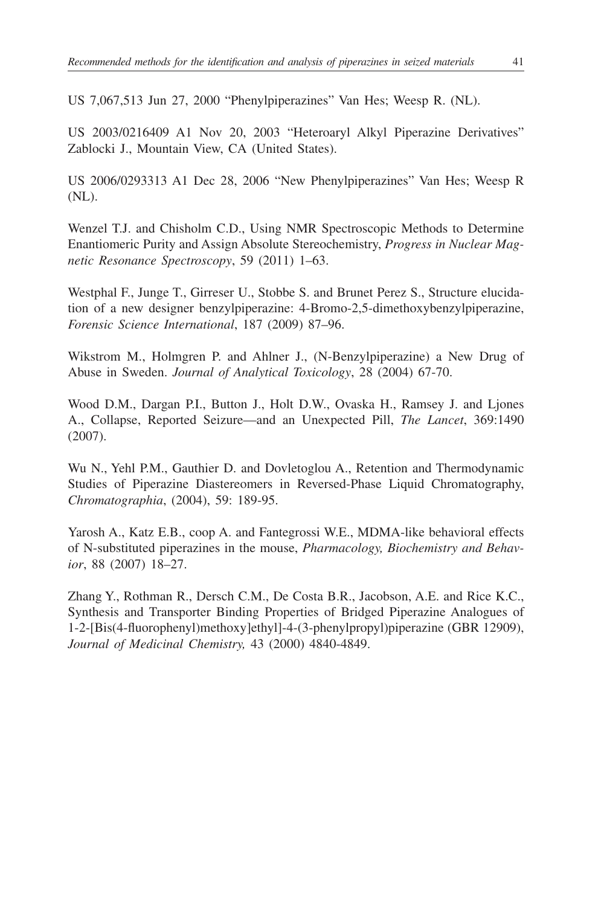US 7,067,513 Jun 27, 2000 "Phenylpiperazines" Van Hes; Weesp R. (NL).

US 2003/0216409 A1 Nov 20, 2003 "Heteroaryl Alkyl Piperazine Derivatives" Zablocki J., Mountain View, CA (United States).

US 2006/0293313 A1 Dec 28, 2006 "New Phenylpiperazines" Van Hes; Weesp R (NL).

Wenzel T.J. and Chisholm C.D., Using NMR Spectroscopic Methods to Determine Enantiomeric Purity and Assign Absolute Stereochemistry, *Progress in Nuclear Magnetic Resonance Spectroscopy*, 59 (2011) 1–63.

Westphal F., Junge T., Girreser U., Stobbe S. and Brunet Perez S., Structure elucidation of a new designer benzylpiperazine: 4-Bromo-2,5-dimethoxybenzylpiperazine, *Forensic Science International*, 187 (2009) 87–96.

Wikstrom M., Holmgren P. and Ahlner J., (N-Benzylpiperazine) a New Drug of Abuse in Sweden. *Journal of Analytical Toxicology*, 28 (2004) 67-70.

Wood D.M., Dargan P.I., Button J., Holt D.W., Ovaska H., Ramsey J. and Ljones A., Collapse, Reported Seizure—and an Unexpected Pill, *The Lancet*, 369:1490 (2007).

Wu N., Yehl P.M., Gauthier D. and Dovletoglou A., Retention and Thermodynamic Studies of Piperazine Diastereomers in Reversed-Phase Liquid Chromatography, *Chromatographia*, (2004), 59: 189-95.

Yarosh A., Katz E.B., coop A. and Fantegrossi W.E., MDMA-like behavioral effects of N-substituted piperazines in the mouse, *Pharmacology, Biochemistry and Behavior*, 88 (2007) 18–27.

Zhang Y., Rothman R., Dersch C.M., De Costa B.R., Jacobson, A.E. and Rice K.C., Synthesis and Transporter Binding Properties of Bridged Piperazine Analogues of 1-2-[Bis(4-fluorophenyl)methoxy]ethyl]-4-(3-phenylpropyl)piperazine (GBR 12909), *Journal of Medicinal Chemistry,* 43 (2000) 4840-4849.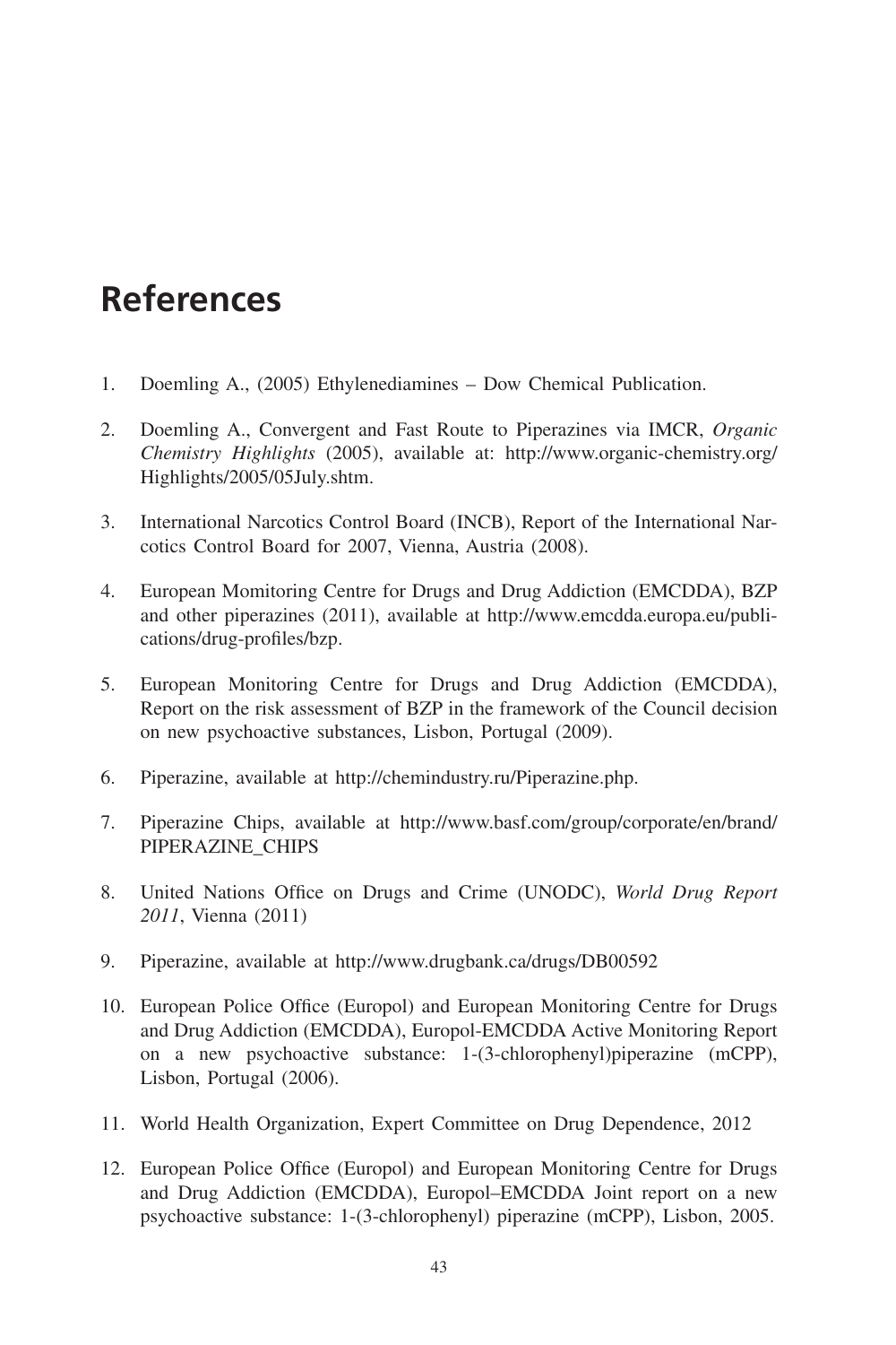# References

1. Doemling A., (2005) Ethylenediamines – Dow Chemical Publication.

2. Doemling A., Convergent and Fast Route to Piperazines via IMCR, *Organic Chemistry Highlights* (2005), available at: http://www.organic-chemistry.org/Highlights/2005/05July.shtm.

3. International Narcotics Control Board (INCB), Report of the International Narcotics Control Board for 2007, Vienna, Austria (2008).

4. European Momitoring Centre for Drugs and Drug Addiction (EMCDDA), BZP and other piperazines (2011), available at http://www.emcdda.europa.eu/publications/drug-profiles/bzp.

5. European Monitoring Centre for Drugs and Drug Addiction (EMCDDA), Report on the risk assessment of BZP in the framework of the Council decision on new psychoactive substances, Lisbon, Portugal (2009).

6. Piperazine, available at http://chemindustry.ru/Piperazine.php.

7. Piperazine Chips, available at http://www.basf.com/group/corporate/en/brand/PIPERAZINE_CHIPS

8. United Nations Office on Drugs and Crime (UNODC), *World Drug Report 2011*, Vienna (2011)

9. Piperazine, available at http://www.drugbank.ca/drugs/DB00592

10. European Police Office (Europol) and European Monitoring Centre for Drugs and Drug Addiction (EMCDDA), Europol-EMCDDA Active Monitoring Report on a new psychoactive substance: 1-(3-chlorophenyl)piperazine (mCPP), Lisbon, Portugal (2006).

11. World Health Organization, Expert Committee on Drug Dependence, 2012

12. European Police Office (Europol) and European Monitoring Centre for Drugs and Drug Addiction (EMCDDA), Europol–EMCDDA Joint report on a new psychoactive substance: 1-(3-chlorophenyl) piperazine (mCPP), Lisbon, 2005.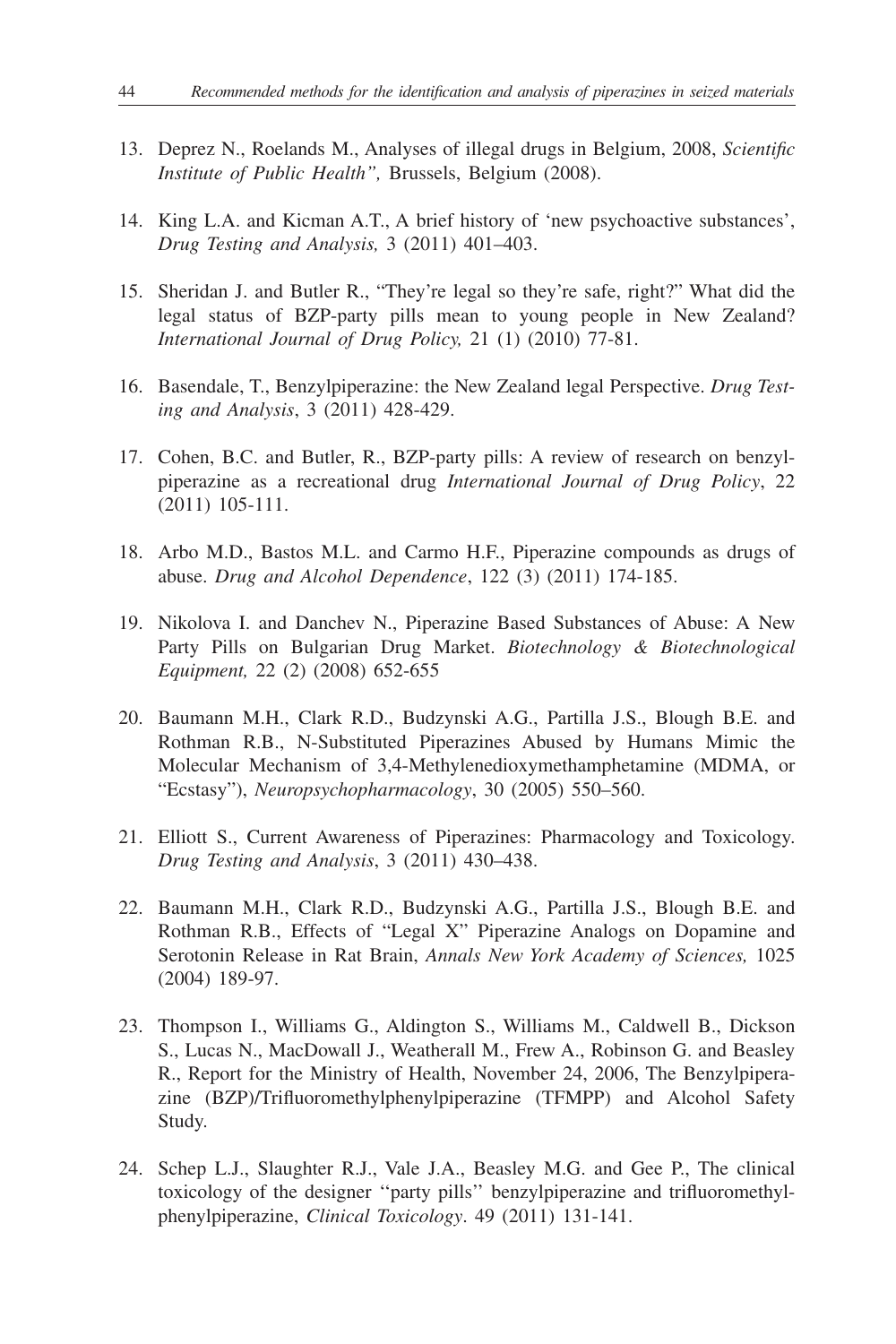13. Deprez N., Roelands M., Analyses of illegal drugs in Belgium, 2008, *Scientific Institute of Public Health",* Brussels, Belgium (2008).

14. King L.A. and Kicman A.T., A brief history of 'new psychoactive substances', *Drug Testing and Analysis,* 3 (2011) 401–403.

15. Sheridan J. and Butler R., "They're legal so they're safe, right?" What did the legal status of BZP-party pills mean to young people in New Zealand? *International Journal of Drug Policy,* 21 (1) (2010) 77-81.

16. Basendale, T., Benzylpiperazine: the New Zealand legal Perspective. *Drug Testing and Analysis*, 3 (2011) 428-429.

17. Cohen, B.C. and Butler, R., BZP-party pills: A review of research on benzylpiperazine as a recreational drug *International Journal of Drug Policy*, 22 (2011) 105-111.

18. Arbo M.D., Bastos M.L. and Carmo H.F., Piperazine compounds as drugs of abuse. *Drug and Alcohol Dependence*, 122 (3) (2011) 174-185.

19. Nikolova I. and Danchev N., Piperazine Based Substances of Abuse: A New Party Pills on Bulgarian Drug Market. *Biotechnology & Biotechnological Equipment,* 22 (2) (2008) 652-655

20. Baumann M.H., Clark R.D., Budzynski A.G., Partilla J.S., Blough B.E. and Rothman R.B., N-Substituted Piperazines Abused by Humans Mimic the Molecular Mechanism of 3,4-Methylenedioxymethamphetamine (MDMA, or "Ecstasy"), *Neuropsychopharmacology*, 30 (2005) 550–560.

21. Elliott S., Current Awareness of Piperazines: Pharmacology and Toxicology. *Drug Testing and Analysis*, 3 (2011) 430–438.

22. Baumann M.H., Clark R.D., Budzynski A.G., Partilla J.S., Blough B.E. and Rothman R.B., Effects of "Legal X" Piperazine Analogs on Dopamine and Serotonin Release in Rat Brain, *Annals New York Academy of Sciences,* 1025 (2004) 189-97.

23. Thompson I., Williams G., Aldington S., Williams M., Caldwell B., Dickson S., Lucas N., MacDowall J., Weatherall M., Frew A., Robinson G. and Beasley R., Report for the Ministry of Health, November 24, 2006, The Benzylpiperazine (BZP)/Trifluoromethylphenylpiperazine (TFMPP) and Alcohol Safety Study.

24. Schep L.J., Slaughter R.J., Vale J.A., Beasley M.G. and Gee P., The clinical toxicology of the designer ''party pills'' benzylpiperazine and trifluoromethylphenylpiperazine, *Clinical Toxicology*. 49 (2011) 131-141.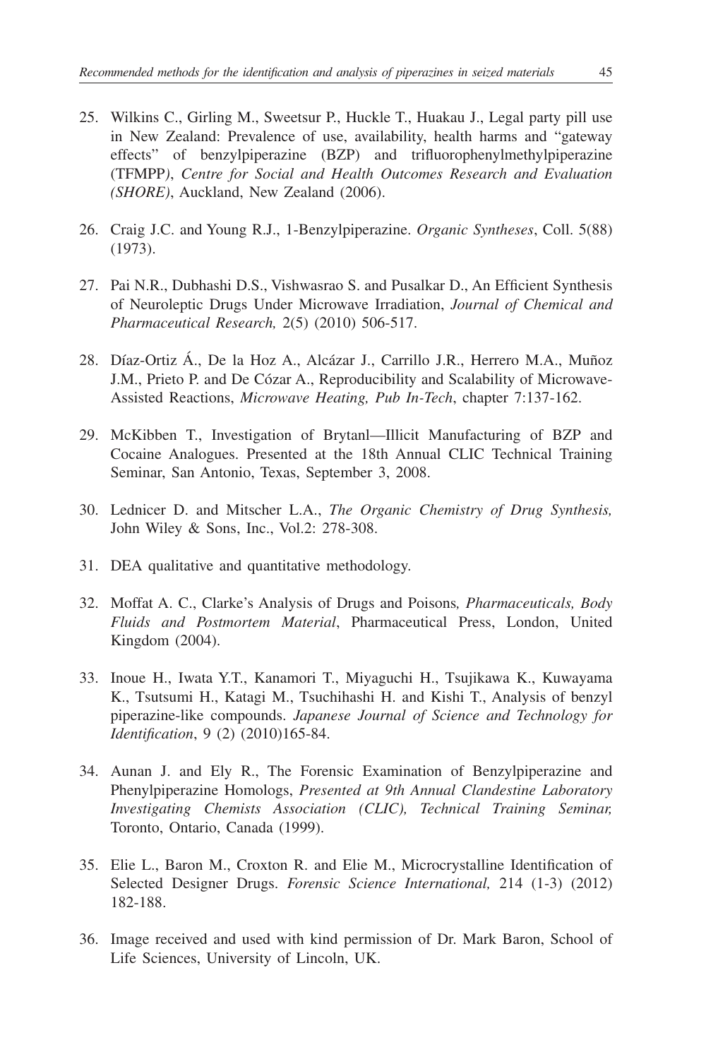25. Wilkins C., Girling M., Sweetsur P., Huckle T., Huakau J., Legal party pill use in New Zealand: Prevalence of use, availability, health harms and "gateway effects" of benzylpiperazine (BZP) and trifluorophenylmethylpiperazine (TFMPP), *Centre for Social and Health Outcomes Research and Evaluation (SHORE)*, Auckland, New Zealand (2006).

26. Craig J.C. and Young R.J., 1-Benzylpiperazine. *Organic Syntheses*, Coll. 5(88) (1973).

27. Pai N.R., Dubhashi D.S., Vishwasrao S. and Pusalkar D., An Efficient Synthesis of Neuroleptic Drugs Under Microwave Irradiation, *Journal of Chemical and Pharmaceutical Research,* 2(5) (2010) 506-517.

28. Díaz-Ortiz Á., De la Hoz A., Alcázar J., Carrillo J.R., Herrero M.A., Muñoz J.M., Prieto P. and De Cózar A., Reproducibility and Scalability of Microwave-Assisted Reactions, *Microwave Heating, Pub In-Tech*, chapter 7:137-162.

29. McKibben T., Investigation of Brytanl—Illicit Manufacturing of BZP and Cocaine Analogues. Presented at the 18th Annual CLIC Technical Training Seminar, San Antonio, Texas, September 3, 2008.

30. Lednicer D. and Mitscher L.A., *The Organic Chemistry of Drug Synthesis,* John Wiley & Sons, Inc., Vol.2: 278-308.

31. DEA qualitative and quantitative methodology.

32. Moffat A. C., Clarke's Analysis of Drugs and Poisons*, Pharmaceuticals, Body Fluids and Postmortem Material*, Pharmaceutical Press, London, United Kingdom (2004).

33. Inoue H., Iwata Y.T., Kanamori T., Miyaguchi H., Tsujikawa K., Kuwayama K., Tsutsumi H., Katagi M., Tsuchihashi H. and Kishi T., Analysis of benzyl piperazine-like compounds. *Japanese Journal of Science and Technology for Identification*, 9 (2) (2010)165-84.

34. Aunan J. and Ely R., The Forensic Examination of Benzylpiperazine and Phenylpiperazine Homologs, *Presented at 9th Annual Clandestine Laboratory Investigating Chemists Association (CLIC), Technical Training Seminar,* Toronto, Ontario, Canada (1999).

35. Elie L., Baron M., Croxton R. and Elie M., Microcrystalline Identification of Selected Designer Drugs. *Forensic Science International,* 214 (1-3) (2012) 182-188.

36. Image received and used with kind permission of Dr. Mark Baron, School of Life Sciences, University of Lincoln, UK.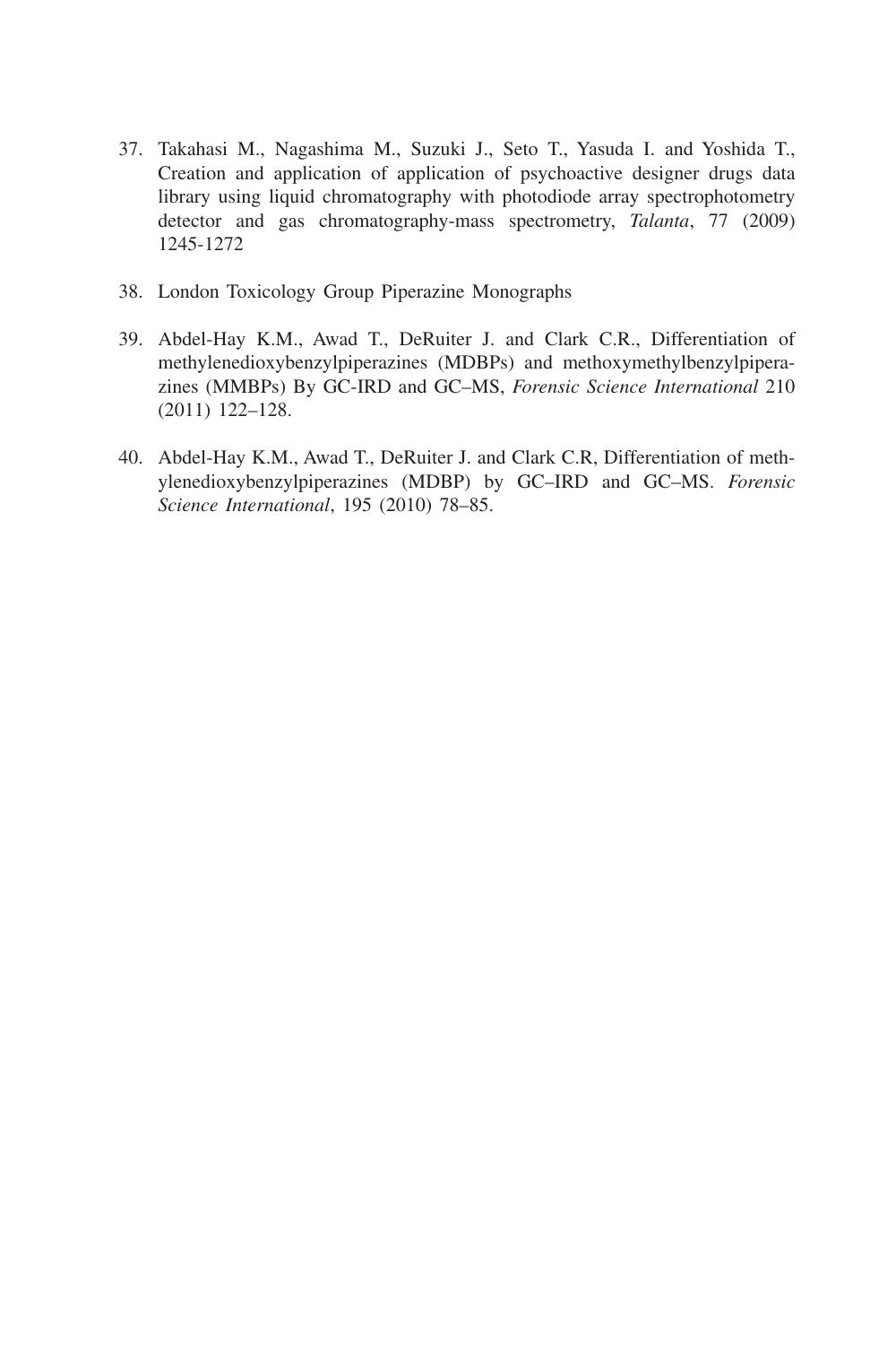37. Takahasi M., Nagashima M., Suzuki J., Seto T., Yasuda I. and Yoshida T., Creation and application of application of psychoactive designer drugs data library using liquid chromatography with photodiode array spectrophotometry detector and gas chromatography-mass spectrometry, *Talanta*, 77 (2009) 1245-1272

38. London Toxicology Group Piperazine Monographs

39. Abdel-Hay K.M., Awad T., DeRuiter J. and Clark C.R., Differentiation of methylenedioxybenzylpiperazines (MDBPs) and methoxymethylbenzylpiperazines (MMBPs) By GC-IRD and GC–MS, *Forensic Science International* 210 (2011) 122–128.

40. Abdel-Hay K.M., Awad T., DeRuiter J. and Clark C.R, Differentiation of methylenedioxybenzylpiperazines (MDBP) by GC–IRD and GC–MS. *Forensic Science International*, 195 (2010) 78–85.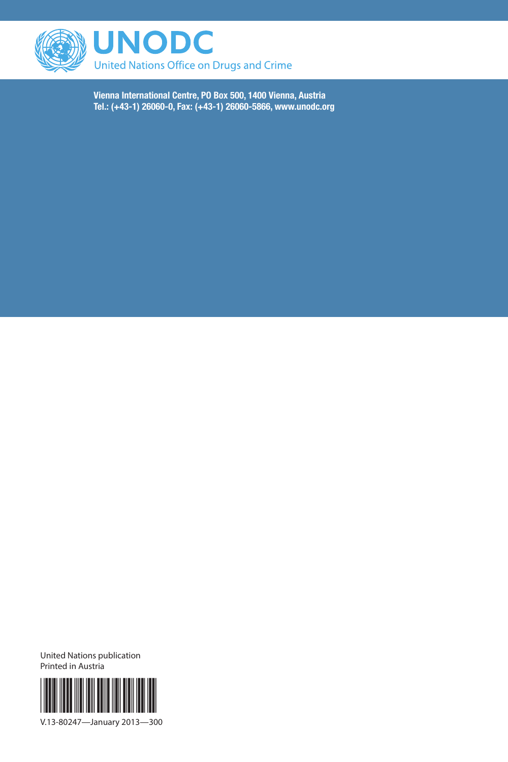# UNODC

United Nations Office on Drugs and Crime

**Vienna International Centre, PO Box 500, 1400 Vienna, Austria**
**Tel.: (+43-1) 26060-0, Fax: (+43-1) 26060-5866, www.unodc.org**

United Nations publication
Printed in Austria

V.13-80247—January 2013—300